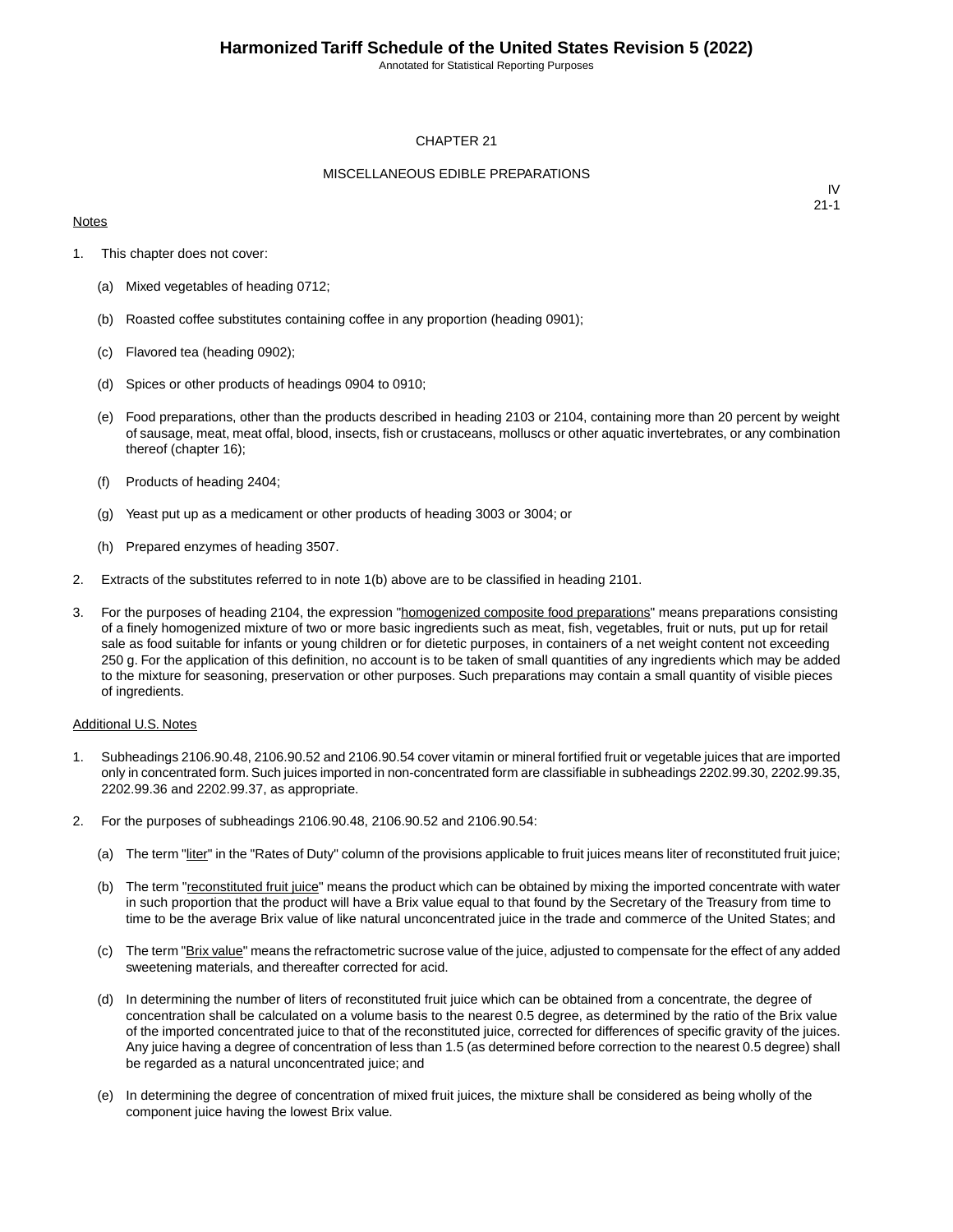# CHAPTER 21

## MISCELLANEOUS EDIBLE PREPARATIONS

IV
21-1

Notes

1. This chapter does not cover:

   (a) Mixed vegetables of heading 0712;

   (b) Roasted coffee substitutes containing coffee in any proportion (heading 0901);

   (c) Flavored tea (heading 0902);

   (d) Spices or other products of headings 0904 to 0910;

   (e) Food preparations, other than the products described in heading 2103 or 2104, containing more than 20 percent by weight of sausage, meat, meat offal, blood, insects, fish or crustaceans, molluscs or other aquatic invertebrates, or any combination thereof (chapter 16);

   (f) Products of heading 2404;

   (g) Yeast put up as a medicament or other products of heading 3003 or 3004; or

   (h) Prepared enzymes of heading 3507.

2. Extracts of the substitutes referred to in note 1(b) above are to be classified in heading 2101.

3. For the purposes of heading 2104, the expression "homogenized composite food preparations" means preparations consisting of a finely homogenized mixture of two or more basic ingredients such as meat, fish, vegetables, fruit or nuts, put up for retail sale as food suitable for infants or young children or for dietetic purposes, in containers of a net weight content not exceeding 250 g. For the application of this definition, no account is to be taken of small quantities of any ingredients which may be added to the mixture for seasoning, preservation or other purposes. Such preparations may contain a small quantity of visible pieces of ingredients.

Additional U.S. Notes

1. Subheadings 2106.90.48, 2106.90.52 and 2106.90.54 cover vitamin or mineral fortified fruit or vegetable juices that are imported only in concentrated form. Such juices imported in non-concentrated form are classifiable in subheadings 2202.99.30, 2202.99.35, 2202.99.36 and 2202.99.37, as appropriate.

2. For the purposes of subheadings 2106.90.48, 2106.90.52 and 2106.90.54:

   (a) The term "liter" in the "Rates of Duty" column of the provisions applicable to fruit juices means liter of reconstituted fruit juice;

   (b) The term "reconstituted fruit juice" means the product which can be obtained by mixing the imported concentrate with water in such proportion that the product will have a Brix value equal to that found by the Secretary of the Treasury from time to time to be the average Brix value of like natural unconcentrated juice in the trade and commerce of the United States; and

   (c) The term "Brix value" means the refractometric sucrose value of the juice, adjusted to compensate for the effect of any added sweetening materials, and thereafter corrected for acid.

   (d) In determining the number of liters of reconstituted fruit juice which can be obtained from a concentrate, the degree of concentration shall be calculated on a volume basis to the nearest 0.5 degree, as determined by the ratio of the Brix value of the imported concentrated juice to that of the reconstituted juice, corrected for differences of specific gravity of the juices. Any juice having a degree of concentration of less than 1.5 (as determined before correction to the nearest 0.5 degree) shall be regarded as a natural unconcentrated juice; and

   (e) In determining the degree of concentration of mixed fruit juices, the mixture shall be considered as being wholly of the component juice having the lowest Brix value.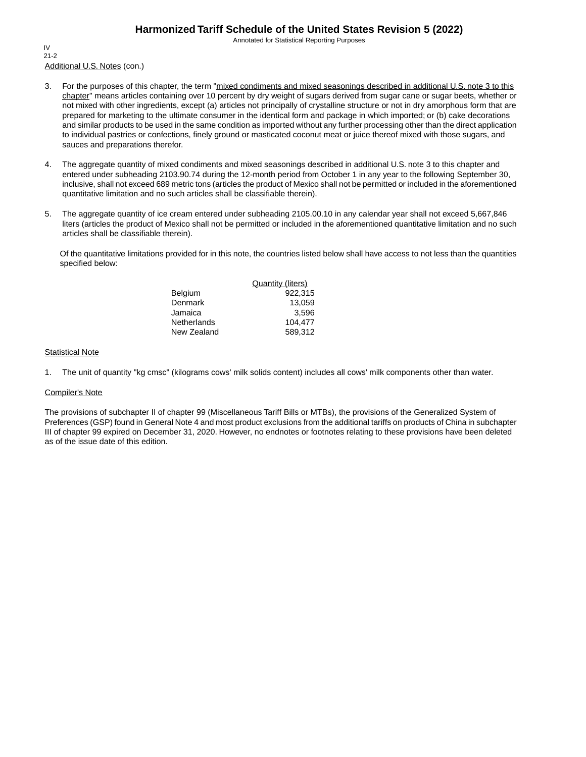Additional U.S. Notes (con.)

3. For the purposes of this chapter, the term "mixed condiments and mixed seasonings described in additional U.S. note 3 to this chapter" means articles containing over 10 percent by dry weight of sugars derived from sugar cane or sugar beets, whether or not mixed with other ingredients, except (a) articles not principally of crystalline structure or not in dry amorphous form that are prepared for marketing to the ultimate consumer in the identical form and package in which imported; or (b) cake decorations and similar products to be used in the same condition as imported without any further processing other than the direct application to individual pastries or confections, finely ground or masticated coconut meat or juice thereof mixed with those sugars, and sauces and preparations therefor.

4. The aggregate quantity of mixed condiments and mixed seasonings described in additional U.S. note 3 to this chapter and entered under subheading 2103.90.74 during the 12-month period from October 1 in any year to the following September 30, inclusive, shall not exceed 689 metric tons (articles the product of Mexico shall not be permitted or included in the aforementioned quantitative limitation and no such articles shall be classifiable therein).

5. The aggregate quantity of ice cream entered under subheading 2105.00.10 in any calendar year shall not exceed 5,667,846 liters (articles the product of Mexico shall not be permitted or included in the aforementioned quantitative limitation and no such articles shall be classifiable therein).

   Of the quantitative limitations provided for in this note, the countries listed below shall have access to not less than the quantities specified below:

| | Quantity (liters) |
|---|---|
| Belgium | 922,315 |
| Denmark | 13,059 |
| Jamaica | 3,596 |
| Netherlands | 104,477 |
| New Zealand | 589,312 |

Statistical Note

1. The unit of quantity "kg cmsc" (kilograms cows' milk solids content) includes all cows' milk components other than water.

Compiler's Note

The provisions of subchapter II of chapter 99 (Miscellaneous Tariff Bills or MTBs), the provisions of the Generalized System of Preferences (GSP) found in General Note 4 and most product exclusions from the additional tariffs on products of China in subchapter III of chapter 99 expired on December 31, 2020. However, no endnotes or footnotes relating to these provisions have been deleted as of the issue date of this edition.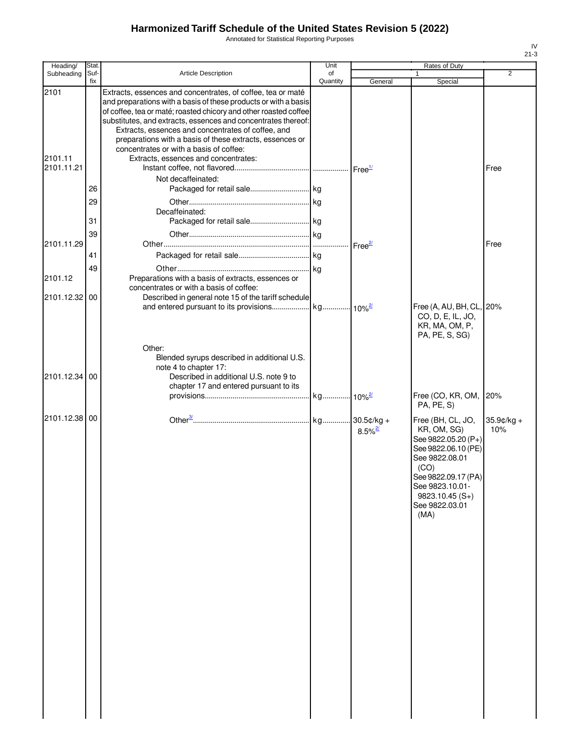# Harmonized Tariff Schedule of the United States Revision 5 (2022)

Annotated for Statistical Reporting Purposes

IV
21-3

| Heading/ Subheading | Stat. Suf- fix | Article Description | Unit of Quantity | Rates of Duty 1 General | Rates of Duty 1 Special | Rates of Duty 2 |
|---|---|---|---|---|---|---|
| 2101 | | Extracts, essences and concentrates, of coffee, tea or maté and preparations with a basis of these products or with a basis of coffee, tea or maté; roasted chicory and other roasted coffee substitutes, and extracts, essences and concentrates thereof: | | | | |
| | | Extracts, essences and concentrates of coffee, and preparations with a basis of these extracts, essences or concentrates or with a basis of coffee: | | | | |
| 2101.11 | | Extracts, essences and concentrates: | | | | |
| 2101.11.21 | | Instant coffee, not flavored | | Free[1/] | | Free |
| | | Not decaffeinated: | | | | |
| | 26 | Packaged for retail sale | kg | | | |
| | 29 | Other | kg | | | |
| | | Decaffeinated: | | | | |
| | 31 | Packaged for retail sale | kg | | | |
| | 39 | Other | kg | | | |
| 2101.11.29 | | Other | | Free[2/] | | Free |
| | 41 | Packaged for retail sale | kg | | | |
| | 49 | Other | kg | | | |
| 2101.12 | | Preparations with a basis of extracts, essences or concentrates or with a basis of coffee: | | | | |
| 2101.12.32 | 00 | Described in general note 15 of the tariff schedule and entered pursuant to its provisions | kg | 10%[2/] | Free (A, AU, BH, CL, CO, D, E, IL, JO, KR, MA, OM, P, PA, PE, S, SG) | 20% |
| | | Other: | | | | |
| | | Blended syrups described in additional U.S. note 4 to chapter 17: | | | | |
| 2101.12.34 | 00 | Described in additional U.S. note 9 to chapter 17 and entered pursuant to its provisions | kg | 10%[2/] | Free (CO, KR, OM, PA, PE, S) | 20% |
| 2101.12.38 | 00 | Other[3/] | kg | 30.5¢/kg + 8.5%[2/] | Free (BH, CL, JO, KR, OM, SG) See 9822.05.20 (P+) See 9822.06.10 (PE) See 9822.08.01 (CO) See 9822.09.17 (PA) See 9823.10.01-9823.10.45 (S+) See 9822.03.01 (MA) | 35.9¢/kg + 10% |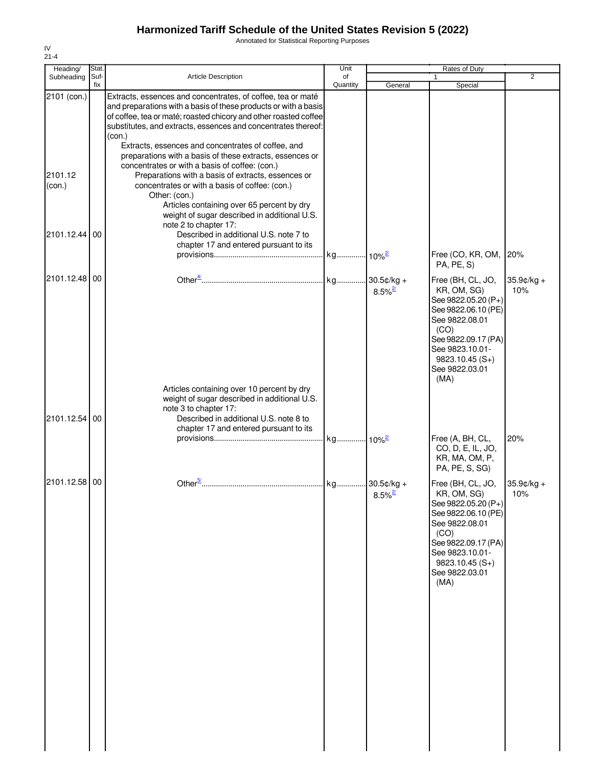# Harmonized Tariff Schedule of the United States Revision 5 (2022)

Annotated for Statistical Reporting Purposes

IV
21-4

| Heading/ Subheading | Stat. Suf- fix | Article Description | Unit of Quantity | Rates of Duty 1 General | Special | 2 |
|---|---|---|---|---|---|---|
| 2101 (con.) | | Extracts, essences and concentrates, of coffee, tea or maté and preparations with a basis of these products or with a basis of coffee, tea or maté; roasted chicory and other roasted coffee substitutes, and extracts, essences and concentrates thereof: (con.) | | | | |
| | | Extracts, essences and concentrates of coffee, and preparations with a basis of these extracts, essences or concentrates or with a basis of coffee: (con.) | | | | |
| 2101.12 (con.) | | Preparations with a basis of extracts, essences or concentrates or with a basis of coffee: (con.) | | | | |
| | | Other: (con.) | | | | |
| | | Articles containing over 65 percent by dry weight of sugar described in additional U.S. note 2 to chapter 17: | | | | |
| 2101.12.44 | 00 | Described in additional U.S. note 7 to chapter 17 and entered pursuant to its provisions | kg | 10%[2/] | Free (CO, KR, OM, PA, PE, S) | 20% |
| 2101.12.48 | 00 | Other[4/] | kg | 30.5¢/kg + 8.5%[2/] | Free (BH, CL, JO, KR, OM, SG) See 9822.05.20 (P+) See 9822.06.10 (PE) See 9822.08.01 (CO) See 9822.09.17 (PA) See 9823.10.01-9823.10.45 (S+) See 9822.03.01 (MA) | 35.9¢/kg + 10% |
| | | Articles containing over 10 percent by dry weight of sugar described in additional U.S. note 3 to chapter 17: | | | | |
| 2101.12.54 | 00 | Described in additional U.S. note 8 to chapter 17 and entered pursuant to its provisions | kg | 10%[2/] | Free (A, BH, CL, CO, D, E, IL, JO, KR, MA, OM, P, PA, PE, S, SG) | 20% |
| 2101.12.58 | 00 | Other[5/] | kg | 30.5¢/kg + 8.5%[2/] | Free (BH, CL, JO, KR, OM, SG) See 9822.05.20 (P+) See 9822.06.10 (PE) See 9822.08.01 (CO) See 9822.09.17 (PA) See 9823.10.01-9823.10.45 (S+) See 9822.03.01 (MA) | 35.9¢/kg + 10% |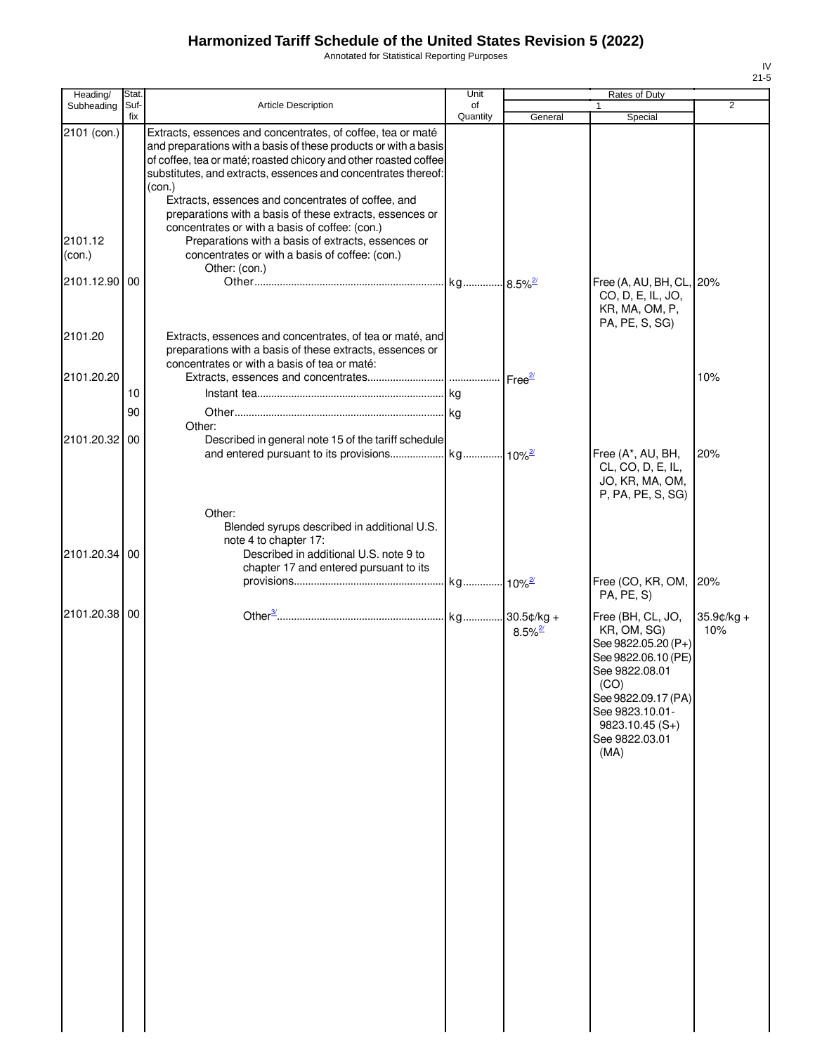# Harmonized Tariff Schedule of the United States Revision 5 (2022)

Annotated for Statistical Reporting Purposes

IV
21-5

| Heading/ Subheading | Stat. Suf-fix | Article Description | Unit of Quantity | Rates of Duty 1 General | Special | 2 |
|---|---|---|---|---|---|---|
| 2101 (con.) | | Extracts, essences and concentrates, of coffee, tea or maté and preparations with a basis of these products or with a basis of coffee, tea or maté; roasted chicory and other roasted coffee substitutes, and extracts, essences and concentrates thereof: (con.) | | | | |
| | | Extracts, essences and concentrates of coffee, and preparations with a basis of these extracts, essences or concentrates or with a basis of coffee: (con.) | | | | |
| 2101.12 (con.) | | Preparations with a basis of extracts, essences or concentrates or with a basis of coffee: (con.) | | | | |
| | | Other: (con.) | | | | |
| 2101.12.90 | 00 | Other | kg | 8.5%[2/] | Free (A, AU, BH, CL, CO, D, E, IL, JO, KR, MA, OM, P, PA, PE, S, SG) | 20% |
| 2101.20 | | Extracts, essences and concentrates, of tea or maté, and preparations with a basis of these extracts, essences or concentrates or with a basis of tea or maté: | | | | |
| 2101.20.20 | | Extracts, essences and concentrates | | Free[2/] | | 10% |
| | 10 | Instant tea | kg | | | |
| | 90 | Other | kg | | | |
| | | Other: | | | | |
| 2101.20.32 | 00 | Described in general note 15 of the tariff schedule and entered pursuant to its provisions | kg | 10%[2/] | Free (A*, AU, BH, CL, CO, D, E, IL, JO, KR, MA, OM, P, PA, PE, S, SG) | 20% |
| | | Other: | | | | |
| | | Blended syrups described in additional U.S. note 4 to chapter 17: | | | | |
| 2101.20.34 | 00 | Described in additional U.S. note 9 to chapter 17 and entered pursuant to its provisions | kg | 10%[2/] | Free (CO, KR, OM, PA, PE, S) | 20% |
| 2101.20.38 | 00 | Other[3/] | kg | 30.5¢/kg + 8.5%[2/] | Free (BH, CL, JO, KR, OM, SG)<br>See 9822.05.20 (P+)<br>See 9822.06.10 (PE)<br>See 9822.08.01 (CO)<br>See 9822.09.17 (PA)<br>See 9823.10.01-9823.10.45 (S+)<br>See 9822.03.01 (MA) | 35.9¢/kg + 10% |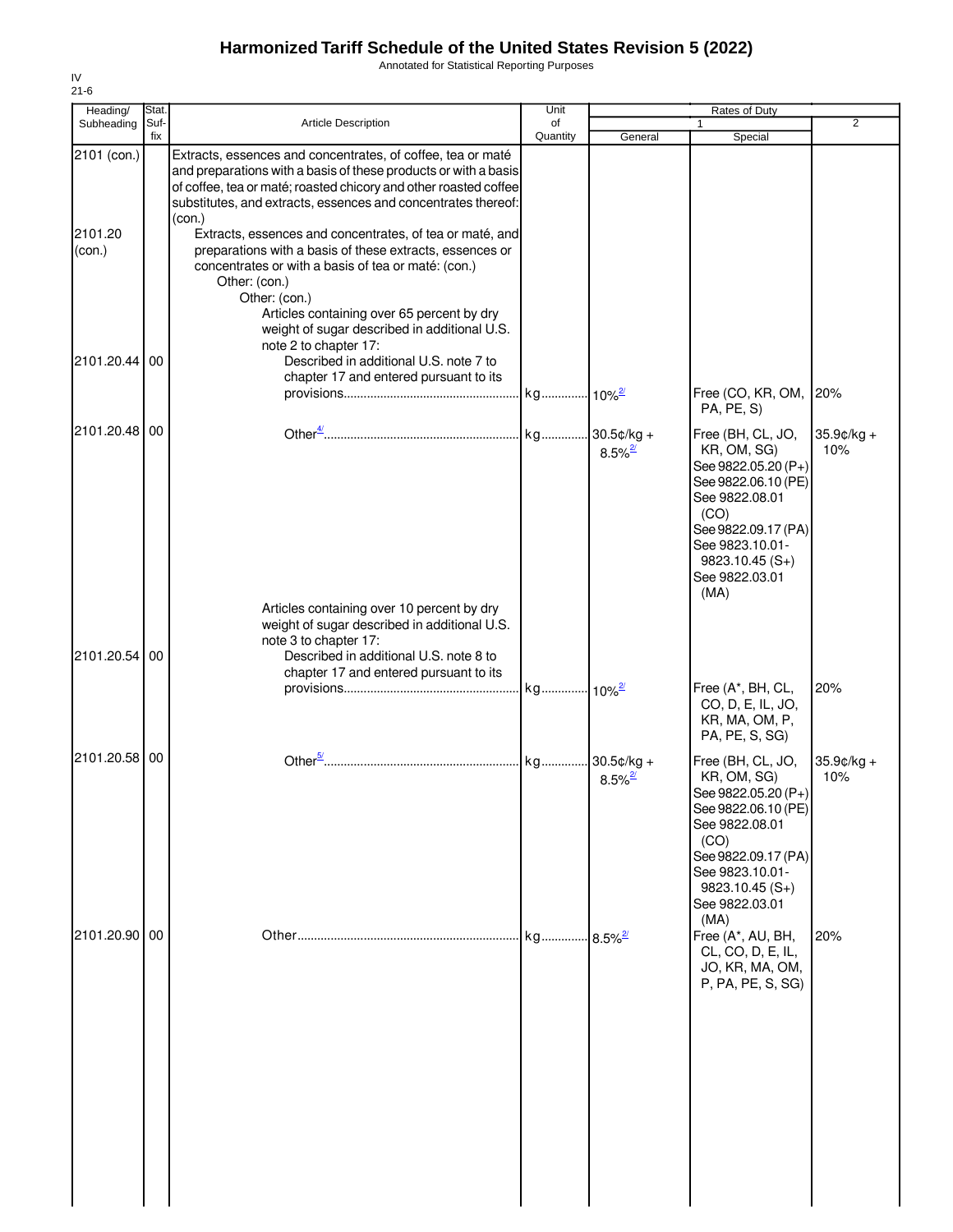# Harmonized Tariff Schedule of the United States Revision 5 (2022)

Annotated for Statistical Reporting Purposes

IV
21-6

| Heading/ Subheading | Stat. Suf- fix | Article Description | Unit of Quantity | Rates of Duty 1 General | Special | 2 |
|---|---|---|---|---|---|---|
| 2101 (con.) | | Extracts, essences and concentrates, of coffee, tea or maté and preparations with a basis of these products or with a basis of coffee, tea or maté; roasted chicory and other roasted coffee substitutes, and extracts, essences and concentrates thereof: (con.) | | | | |
| 2101.20 (con.) | | Extracts, essences and concentrates, of tea or maté, and preparations with a basis of these extracts, essences or concentrates or with a basis of tea or maté: (con.) | | | | |
| | | Other: (con.) | | | | |
| | | Other: (con.) | | | | |
| | | Articles containing over 65 percent by dry weight of sugar described in additional U.S. note 2 to chapter 17: | | | | |
| 2101.20.44 | 00 | Described in additional U.S. note 7 to chapter 17 and entered pursuant to its provisions | kg | 10%[2/] | Free (CO, KR, OM, PA, PE, S) | 20% |
| 2101.20.48 | 00 | Other[4/] | kg | 30.5¢/kg + 8.5%[2/] | Free (BH, CL, JO, KR, OM, SG) See 9822.05.20 (P+) See 9822.06.10 (PE) See 9822.08.01 (CO) See 9822.09.17 (PA) See 9823.10.01-9823.10.45 (S+) See 9822.03.01 (MA) | 35.9¢/kg + 10% |
| | | Articles containing over 10 percent by dry weight of sugar described in additional U.S. note 3 to chapter 17: | | | | |
| 2101.20.54 | 00 | Described in additional U.S. note 8 to chapter 17 and entered pursuant to its provisions | kg | 10%[2/] | Free (A*, BH, CL, CO, D, E, IL, JO, KR, MA, OM, P, PA, PE, S, SG) | 20% |
| 2101.20.58 | 00 | Other[5/] | kg | 30.5¢/kg + 8.5%[2/] | Free (BH, CL, JO, KR, OM, SG) See 9822.05.20 (P+) See 9822.06.10 (PE) See 9822.08.01 (CO) See 9822.09.17 (PA) See 9823.10.01-9823.10.45 (S+) See 9822.03.01 (MA) | 35.9¢/kg + 10% |
| 2101.20.90 | 00 | Other | kg | 8.5%[2/] | Free (A*, AU, BH, CL, CO, D, E, IL, JO, KR, MA, OM, P, PA, PE, S, SG) | 20% |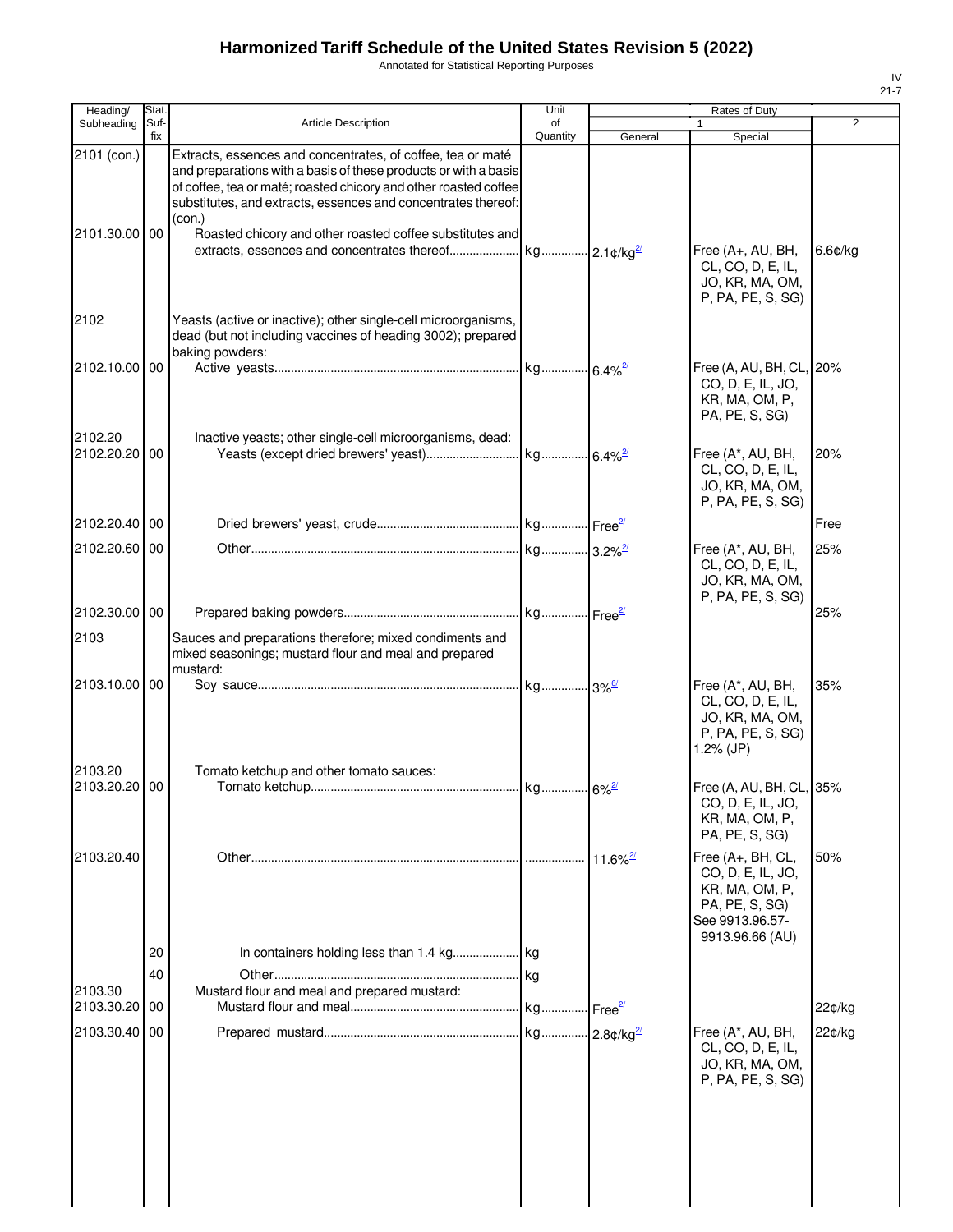# Harmonized Tariff Schedule of the United States Revision 5 (2022)

Annotated for Statistical Reporting Purposes

| Heading/ Subheading | Stat. Suf- fix | Article Description | Unit of Quantity | Rates of Duty 1 General | Rates of Duty 1 Special | Rates of Duty 2 |
|---|---|---|---|---|---|---|
| 2101 (con.) | | Extracts, essences and concentrates, of coffee, tea or maté and preparations with a basis of these products or with a basis of coffee, tea or maté; roasted chicory and other roasted coffee substitutes, and extracts, essences and concentrates thereof: (con.) | | | | |
| 2101.30.00 | 00 | Roasted chicory and other roasted coffee substitutes and extracts, essences and concentrates thereof | kg | 2.1¢/kg[2/] | Free (A+, AU, BH, CL, CO, D, E, IL, JO, KR, MA, OM, P, PA, PE, S, SG) | 6.6¢/kg |
| 2102 | | Yeasts (active or inactive); other single-cell microorganisms, dead (but not including vaccines of heading 3002); prepared baking powders: | | | | |
| 2102.10.00 | 00 | Active yeasts | kg | 6.4%[2/] | Free (A, AU, BH, CL, CO, D, E, IL, JO, KR, MA, OM, P, PA, PE, S, SG) | 20% |
| 2102.20 | | Inactive yeasts; other single-cell microorganisms, dead: | | | | |
| 2102.20.20 | 00 | Yeasts (except dried brewers' yeast) | kg | 6.4%[2/] | Free (A*, AU, BH, CL, CO, D, E, IL, JO, KR, MA, OM, P, PA, PE, S, SG) | 20% |
| 2102.20.40 | 00 | Dried brewers' yeast, crude | kg | Free[2/] | | Free |
| 2102.20.60 | 00 | Other | kg | 3.2%[2/] | Free (A*, AU, BH, CL, CO, D, E, IL, JO, KR, MA, OM, P, PA, PE, S, SG) | 25% |
| 2102.30.00 | 00 | Prepared baking powders | kg | Free[2/] | | 25% |
| 2103 | | Sauces and preparations therefore; mixed condiments and mixed seasonings; mustard flour and meal and prepared mustard: | | | | |
| 2103.10.00 | 00 | Soy sauce | kg | 3%[6/] | Free (A*, AU, BH, CL, CO, D, E, IL, JO, KR, MA, OM, P, PA, PE, S, SG) 1.2% (JP) | 35% |
| 2103.20 | | Tomato ketchup and other tomato sauces: | | | | |
| 2103.20.20 | 00 | Tomato ketchup | kg | 6%[2/] | Free (A, AU, BH, CL, CO, D, E, IL, JO, KR, MA, OM, P, PA, PE, S, SG) | 35% |
| 2103.20.40 | | Other | | 11.6%[2/] | Free (A+, BH, CL, CO, D, E, IL, JO, KR, MA, OM, P, PA, PE, S, SG) See 9913.96.57-9913.96.66 (AU) | 50% |
| | 20 | In containers holding less than 1.4 kg | kg | | | |
| | 40 | Other | kg | | | |
| 2103.30 | | Mustard flour and meal and prepared mustard: | | | | |
| 2103.30.20 | 00 | Mustard flour and meal | kg | Free[2/] | | 22¢/kg |
| 2103.30.40 | 00 | Prepared mustard | kg | 2.8¢/kg[2/] | Free (A*, AU, BH, CL, CO, D, E, IL, JO, KR, MA, OM, P, PA, PE, S, SG) | 22¢/kg |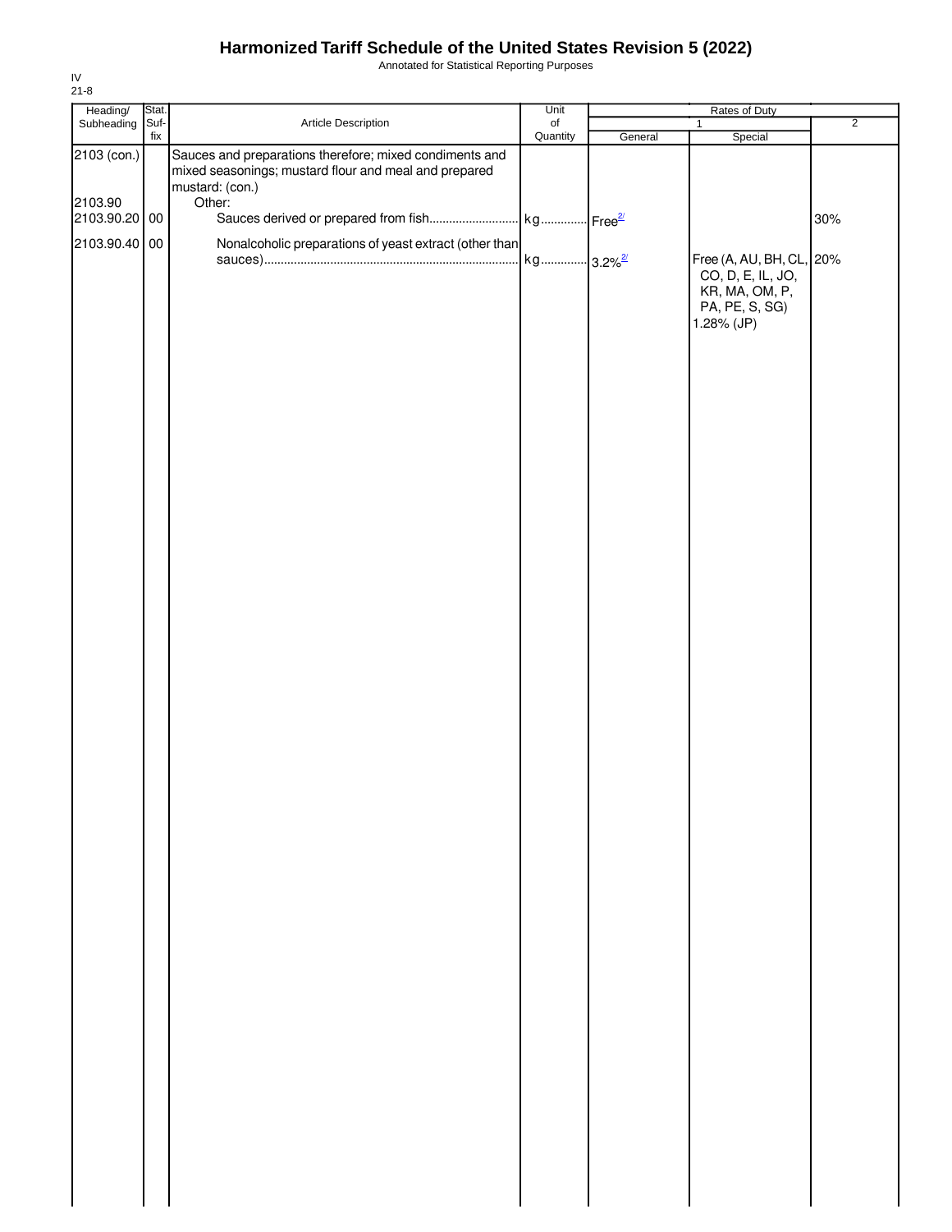# Harmonized Tariff Schedule of the United States Revision 5 (2022)

Annotated for Statistical Reporting Purposes

IV
21-8

| Heading/ Subheading | Stat. Suf-fix | Article Description | Unit of Quantity | Rates of Duty 1 General | Special | 2 |
|---|---|---|---|---|---|---|
| 2103 (con.) | | Sauces and preparations therefore; mixed condiments and mixed seasonings; mustard flour and meal and prepared mustard: (con.) | | | | |
| 2103.90 | | Other: | | | | |
| 2103.90.20 | 00 | Sauces derived or prepared from fish | kg | Free[2/] | | 30% |
| 2103.90.40 | 00 | Nonalcoholic preparations of yeast extract (other than sauces) | kg | 3.2%[2/] | Free (A, AU, BH, CL, CO, D, E, IL, JO, KR, MA, OM, P, PA, PE, S, SG) 1.28% (JP) | 20% |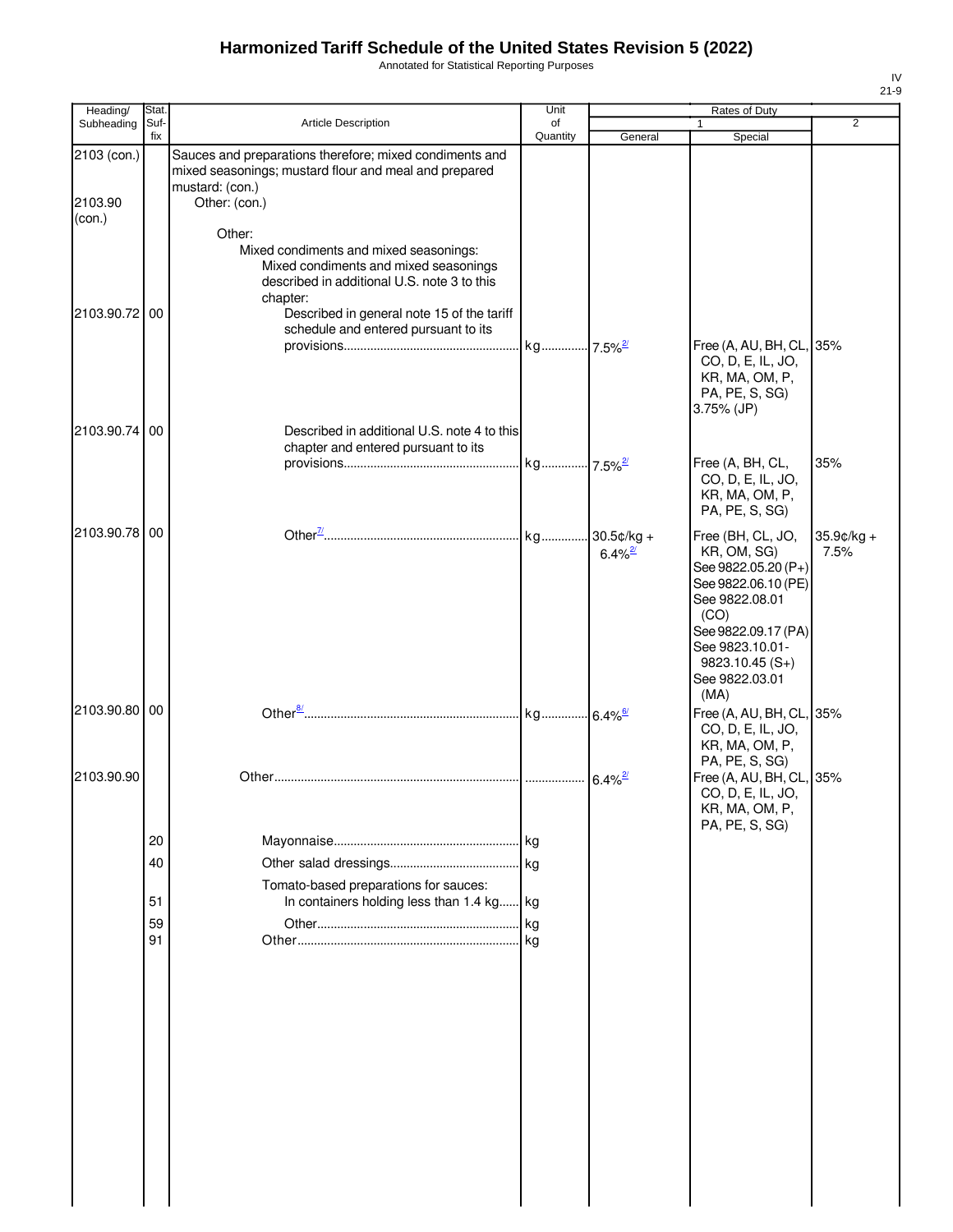# Harmonized Tariff Schedule of the United States Revision 5 (2022)

Annotated for Statistical Reporting Purposes

IV
21-9

| Heading/ Subheading | Stat. Suf- fix | Article Description | Unit of Quantity | Rates of Duty 1 General | Special | 2 |
|---|---|---|---|---|---|---|
| 2103 (con.) | | Sauces and preparations therefore; mixed condiments and mixed seasonings; mustard flour and meal and prepared mustard: (con.) | | | | |
| 2103.90 (con.) | | Other: (con.) | | | | |
| | | Other: | | | | |
| | | Mixed condiments and mixed seasonings: | | | | |
| | | Mixed condiments and mixed seasonings described in additional U.S. note 3 to this chapter: | | | | |
| 2103.90.72 | 00 | Described in general note 15 of the tariff schedule and entered pursuant to its provisions | kg | 7.5%[2/] | Free (A, AU, BH, CL, CO, D, E, IL, JO, KR, MA, OM, P, PA, PE, S, SG) 3.75% (JP) | 35% |
| 2103.90.74 | 00 | Described in additional U.S. note 4 to this chapter and entered pursuant to its provisions | kg | 7.5%[2/] | Free (A, BH, CL, CO, D, E, IL, JO, KR, MA, OM, P, PA, PE, S, SG) | 35% |
| 2103.90.78 | 00 | Other[7/] | kg | 30.5¢/kg + 6.4%[2/] | Free (BH, CL, JO, KR, OM, SG) See 9822.05.20 (P+) See 9822.06.10 (PE) See 9822.08.01 (CO) See 9822.09.17 (PA) See 9823.10.01-9823.10.45 (S+) See 9822.03.01 (MA) | 35.9¢/kg + 7.5% |
| 2103.90.80 | 00 | Other[8/] | kg | 6.4%[6/] | Free (A, AU, BH, CL, CO, D, E, IL, JO, KR, MA, OM, P, PA, PE, S, SG) | 35% |
| 2103.90.90 | | Other | | 6.4%[2/] | Free (A, AU, BH, CL, CO, D, E, IL, JO, KR, MA, OM, P, PA, PE, S, SG) | 35% |
| | 20 | Mayonnaise | kg | | | |
| | 40 | Other salad dressings | kg | | | |
| | | Tomato-based preparations for sauces: | | | | |
| | 51 | In containers holding less than 1.4 kg | kg | | | |
| | 59 | Other | kg | | | |
| | 91 | Other | kg | | | |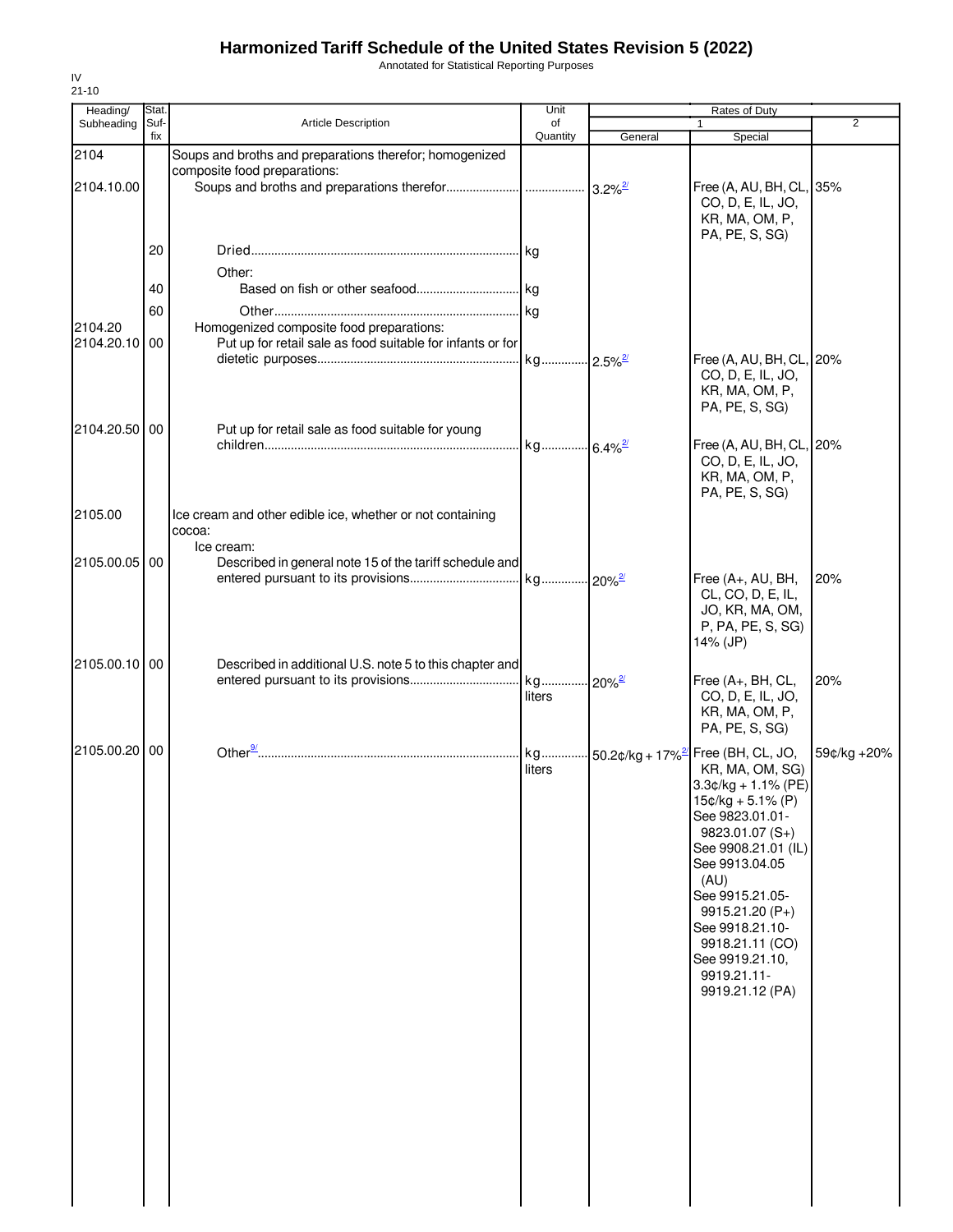# Harmonized Tariff Schedule of the United States Revision 5 (2022)

Annotated for Statistical Reporting Purposes

IV
21-10

| Heading/ Subheading | Stat. Suf-fix | Article Description | Unit of Quantity | Rates of Duty 1 General | Special | 2 |
|---|---|---|---|---|---|---|
| 2104 | | Soups and broths and preparations therefor; homogenized composite food preparations: | | | | |
| 2104.10.00 | | Soups and broths and preparations therefor | | 3.2%[2/] | Free (A, AU, BH, CL, CO, D, E, IL, JO, KR, MA, OM, P, PA, PE, S, SG) | 35% |
| | 20 | Dried | kg | | | |
| | | Other: | | | | |
| | 40 | Based on fish or other seafood | kg | | | |
| | 60 | Other | kg | | | |
| 2104.20 | | Homogenized composite food preparations: | | | | |
| 2104.20.10 | 00 | Put up for retail sale as food suitable for infants or for dietetic purposes | kg | 2.5%[2/] | Free (A, AU, BH, CL, CO, D, E, IL, JO, KR, MA, OM, P, PA, PE, S, SG) | 20% |
| 2104.20.50 | 00 | Put up for retail sale as food suitable for young children | kg | 6.4%[2/] | Free (A, AU, BH, CL, CO, D, E, IL, JO, KR, MA, OM, P, PA, PE, S, SG) | 20% |
| 2105.00 | | Ice cream and other edible ice, whether or not containing cocoa: | | | | |
| | | Ice cream: | | | | |
| 2105.00.05 | 00 | Described in general note 15 of the tariff schedule and entered pursuant to its provisions | kg | 20%[2/] | Free (A+, AU, BH, CL, CO, D, E, IL, JO, KR, MA, OM, P, PA, PE, S, SG) 14% (JP) | 20% |
| 2105.00.10 | 00 | Described in additional U.S. note 5 to this chapter and entered pursuant to its provisions | kg liters | 20%[2/] | Free (A+, BH, CL, CO, D, E, IL, JO, KR, MA, OM, P, PA, PE, S, SG) | 20% |
| 2105.00.20 | 00 | Other[9/] | kg liters | 50.2¢/kg + 17%[2/] | Free (BH, CL, JO, KR, MA, OM, SG) 3.3¢/kg + 1.1% (PE) 15¢/kg + 5.1% (P) See 9823.01.01-9823.01.07 (S+) See 9908.21.01 (IL) See 9913.04.05 (AU) See 9915.21.05-9915.21.20 (P+) See 9918.21.10-9918.21.11 (CO) See 9919.21.10, 9919.21.11-9919.21.12 (PA) | 59¢/kg +20% |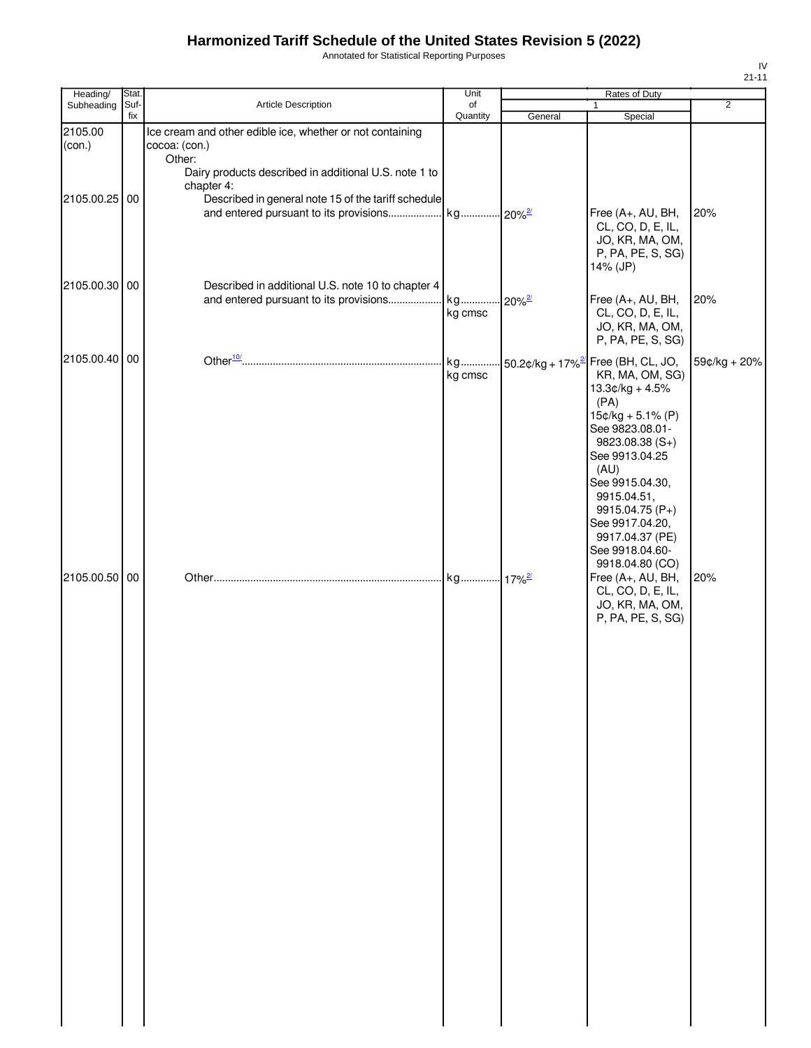# Harmonized Tariff Schedule of the United States Revision 5 (2022)

Annotated for Statistical Reporting Purposes

IV
21-11

| Heading/ Subheading | Stat. Suf- fix | Article Description | Unit of Quantity | Rates of Duty 1 General | Special | 2 |
|---|---|---|---|---|---|---|
| 2105.00 (con.) | | Ice cream and other edible ice, whether or not containing cocoa: (con.) | | | | |
| | | Other: | | | | |
| | | Dairy products described in additional U.S. note 1 to chapter 4: | | | | |
| 2105.00.25 | 00 | Described in general note 15 of the tariff schedule and entered pursuant to its provisions | kg | 20%[2/] | Free (A+, AU, BH, CL, CO, D, E, IL, JO, KR, MA, OM, P, PA, PE, S, SG) 14% (JP) | 20% |
| 2105.00.30 | 00 | Described in additional U.S. note 10 to chapter 4 and entered pursuant to its provisions | kg kg cmsc | 20%[2/] | Free (A+, AU, BH, CL, CO, D, E, IL, JO, KR, MA, OM, P, PA, PE, S, SG) | 20% |
| 2105.00.40 | 00 | Other[10/] | kg kg cmsc | 50.2¢/kg + 17%[2/] | Free (BH, CL, JO, KR, MA, OM, SG) 13.3¢/kg + 4.5% (PA) 15¢/kg + 5.1% (P) See 9823.08.01-9823.08.38 (S+) See 9913.04.25 (AU) See 9915.04.30, 9915.04.51, 9915.04.75 (P+) See 9917.04.20, 9917.04.37 (PE) See 9918.04.60-9918.04.80 (CO) | 59¢/kg + 20% |
| 2105.00.50 | 00 | Other | kg | 17%[2/] | Free (A+, AU, BH, CL, CO, D, E, IL, JO, KR, MA, OM, P, PA, PE, S, SG) | 20% |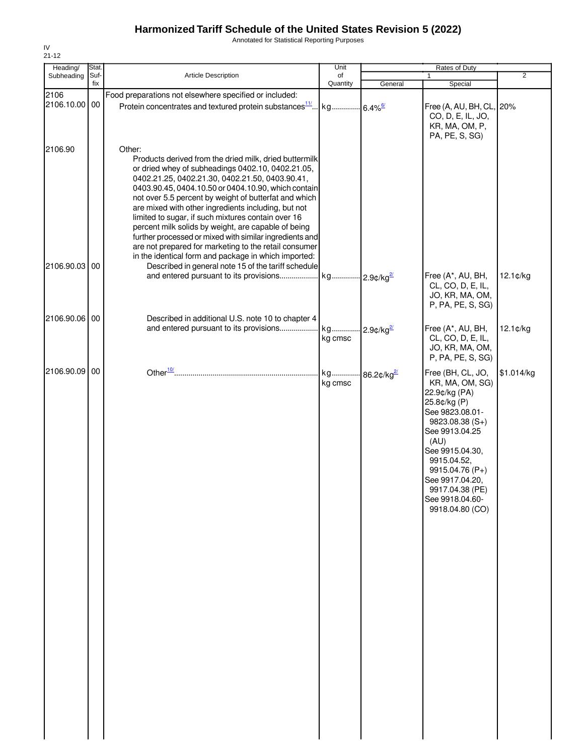# Harmonized Tariff Schedule of the United States Revision 5 (2022)

Annotated for Statistical Reporting Purposes

IV
21-12

| Heading/ Subheading | Stat. Suf- fix | Article Description | Unit of Quantity | Rates of Duty 1 General | Special | 2 |
|---|---|---|---|---|---|---|
| 2106 | | Food preparations not elsewhere specified or included: | | | | |
| 2106.10.00 | 00 | Protein concentrates and textured protein substances[11/] | kg | 6.4%[6/] | Free (A, AU, BH, CL, CO, D, E, IL, JO, KR, MA, OM, P, PA, PE, S, SG) | 20% |
| 2106.90 | | Other: | | | | |
| | | Products derived from the dried milk, dried buttermilk or dried whey of subheadings 0402.10, 0402.21.05, 0402.21.25, 0402.21.30, 0402.21.50, 0403.90.41, 0403.90.45, 0404.10.50 or 0404.10.90, which contain not over 5.5 percent by weight of butterfat and which are mixed with other ingredients including, but not limited to sugar, if such mixtures contain over 16 percent milk solids by weight, are capable of being further processed or mixed with similar ingredients and are not prepared for marketing to the retail consumer in the identical form and package in which imported: | | | | |
| 2106.90.03 | 00 | Described in general note 15 of the tariff schedule and entered pursuant to its provisions | kg | 2.9¢/kg[2/] | Free (A*, AU, BH, CL, CO, D, E, IL, JO, KR, MA, OM, P, PA, PE, S, SG) | 12.1¢/kg |
| 2106.90.06 | 00 | Described in additional U.S. note 10 to chapter 4 and entered pursuant to its provisions | kg<br>kg cmsc | 2.9¢/kg[2/] | Free (A*, AU, BH, CL, CO, D, E, IL, JO, KR, MA, OM, P, PA, PE, S, SG) | 12.1¢/kg |
| 2106.90.09 | 00 | Other[10/] | kg<br>kg cmsc | 86.2¢/kg[2/] | Free (BH, CL, JO, KR, MA, OM, SG)<br>22.9¢/kg (PA)<br>25.8¢/kg (P)<br>See 9823.08.01-9823.08.38 (S+)<br>See 9913.04.25 (AU)<br>See 9915.04.30, 9915.04.52, 9915.04.76 (P+)<br>See 9917.04.20, 9917.04.38 (PE)<br>See 9918.04.60-9918.04.80 (CO) | $1.014/kg |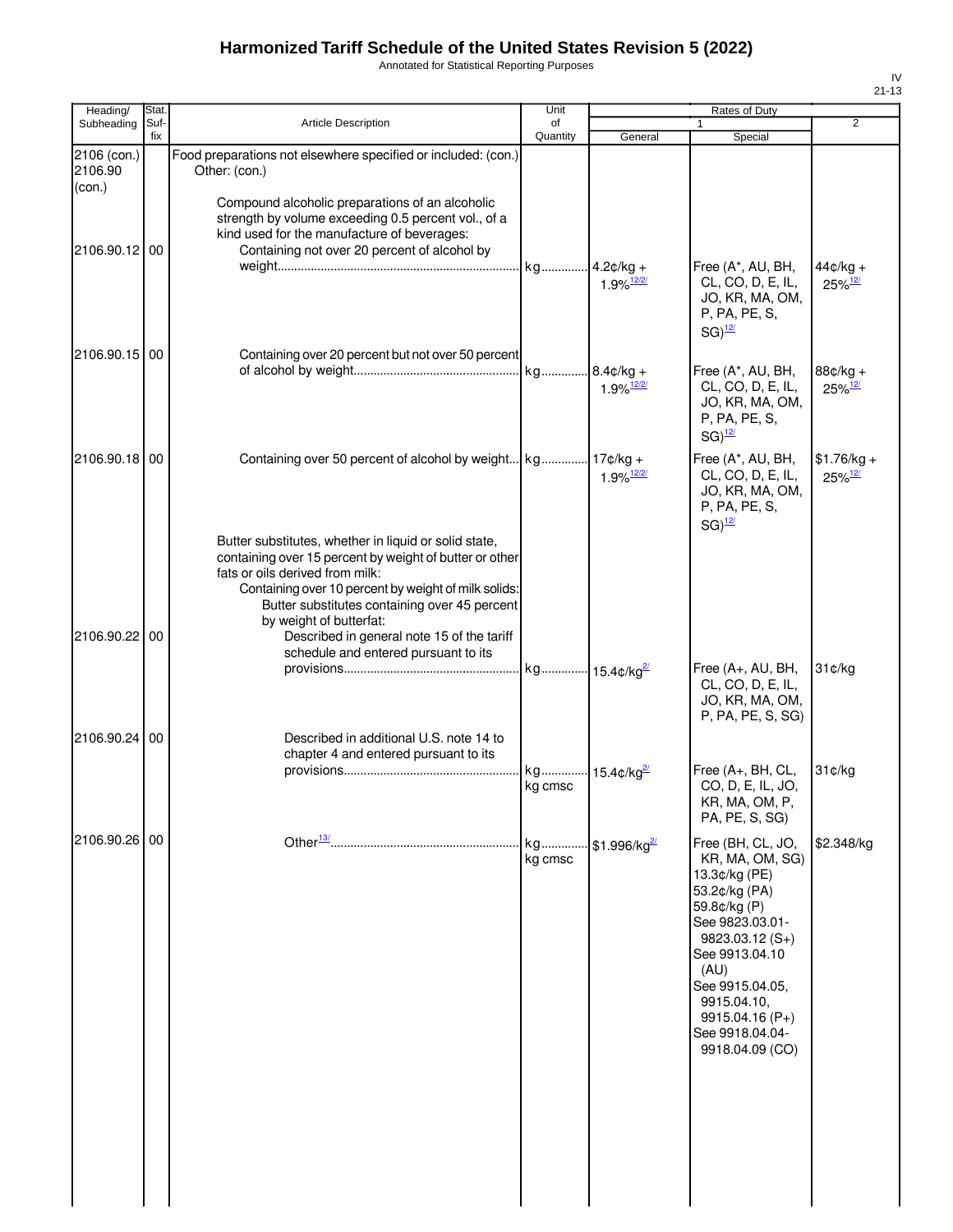# Harmonized Tariff Schedule of the United States Revision 5 (2022)

Annotated for Statistical Reporting Purposes

IV
21-13

| Heading/ Subheading | Stat. Suf-fix | Article Description | Unit of Quantity | Rates of Duty 1 General | Rates of Duty 1 Special | Rates of Duty 2 |
|---|---|---|---|---|---|---|
| 2106 (con.) 2106.90 (con.) | | Food preparations not elsewhere specified or included: (con.) Other: (con.) | | | | |
| | | Compound alcoholic preparations of an alcoholic strength by volume exceeding 0.5 percent vol., of a kind used for the manufacture of beverages: | | | | |
| 2106.90.12 | 00 | Containing not over 20 percent of alcohol by weight | kg | 4.2¢/kg + 1.9%[12/2/] | Free (A*, AU, BH, CL, CO, D, E, IL, JO, KR, MA, OM, P, PA, PE, S, SG)[12/] | 44¢/kg + 25%[12/] |
| 2106.90.15 | 00 | Containing over 20 percent but not over 50 percent of alcohol by weight | kg | 8.4¢/kg + 1.9%[12/2/] | Free (A*, AU, BH, CL, CO, D, E, IL, JO, KR, MA, OM, P, PA, PE, S, SG)[12/] | 88¢/kg + 25%[12/] |
| 2106.90.18 | 00 | Containing over 50 percent of alcohol by weight | kg | 17¢/kg + 1.9%[12/2/] | Free (A*, AU, BH, CL, CO, D, E, IL, JO, KR, MA, OM, P, PA, PE, S, SG)[12/] | $1.76/kg + 25%[12/] |
| | | Butter substitutes, whether in liquid or solid state, containing over 15 percent by weight of butter or other fats or oils derived from milk: | | | | |
| | | Containing over 10 percent by weight of milk solids: | | | | |
| | | Butter substitutes containing over 45 percent by weight of butterfat: | | | | |
| 2106.90.22 | 00 | Described in general note 15 of the tariff schedule and entered pursuant to its provisions | kg | 15.4¢/kg[2/] | Free (A+, AU, BH, CL, CO, D, E, IL, JO, KR, MA, OM, P, PA, PE, S, SG) | 31¢/kg |
| 2106.90.24 | 00 | Described in additional U.S. note 14 to chapter 4 and entered pursuant to its provisions | kg kg cmsc | 15.4¢/kg[2/] | Free (A+, BH, CL, CO, D, E, IL, JO, KR, MA, OM, P, PA, PE, S, SG) | 31¢/kg |
| 2106.90.26 | 00 | Other[13/] | kg kg cmsc | $1.996/kg[2/] | Free (BH, CL, JO, KR, MA, OM, SG) 13.3¢/kg (PE) 53.2¢/kg (PA) 59.8¢/kg (P) See 9823.03.01-9823.03.12 (S+) See 9913.04.10 (AU) See 9915.04.05, 9915.04.10, 9915.04.16 (P+) See 9918.04.04-9918.04.09 (CO) | $2.348/kg |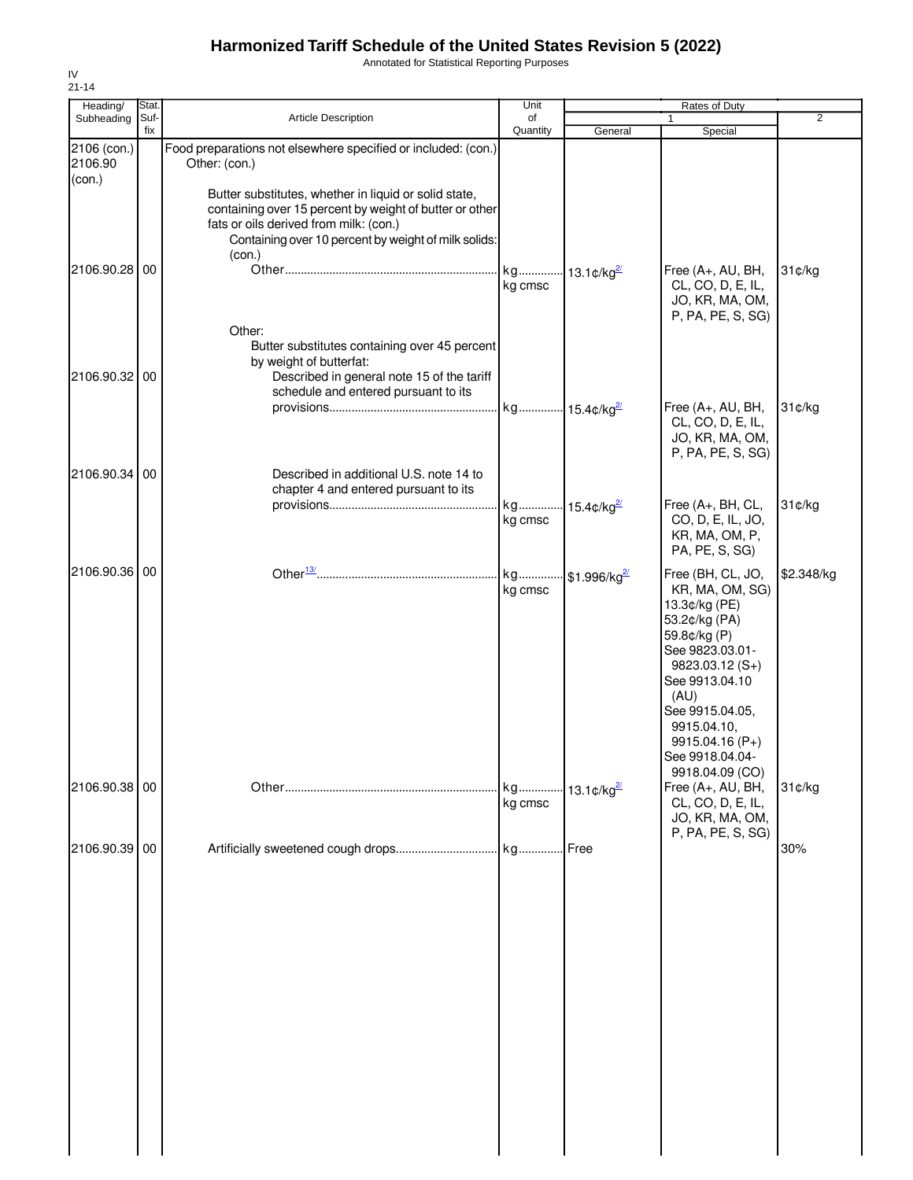# Harmonized Tariff Schedule of the United States Revision 5 (2022)

Annotated for Statistical Reporting Purposes

IV
21-14

| Heading/ Subheading | Stat. Suf- fix | Article Description | Unit of Quantity | Rates of Duty 1 General | Special | 2 |
|---|---|---|---|---|---|---|
| 2106 (con.) 2106.90 (con.) | | Food preparations not elsewhere specified or included: (con.) Other: (con.) | | | | |
| | | Butter substitutes, whether in liquid or solid state, containing over 15 percent by weight of butter or other fats or oils derived from milk: (con.) | | | | |
| | | Containing over 10 percent by weight of milk solids: (con.) | | | | |
| 2106.90.28 | 00 | Other | kg kg cmsc | 13.1¢/kg[2/] | Free (A+, AU, BH, CL, CO, D, E, IL, JO, KR, MA, OM, P, PA, PE, S, SG) | 31¢/kg |
| | | Other: | | | | |
| | | Butter substitutes containing over 45 percent by weight of butterfat: | | | | |
| 2106.90.32 | 00 | Described in general note 15 of the tariff schedule and entered pursuant to its provisions | kg | 15.4¢/kg[2/] | Free (A+, AU, BH, CL, CO, D, E, IL, JO, KR, MA, OM, P, PA, PE, S, SG) | 31¢/kg |
| 2106.90.34 | 00 | Described in additional U.S. note 14 to chapter 4 and entered pursuant to its provisions | kg kg cmsc | 15.4¢/kg[2/] | Free (A+, BH, CL, CO, D, E, IL, JO, KR, MA, OM, P, PA, PE, S, SG) | 31¢/kg |
| 2106.90.36 | 00 | Other[13/] | kg kg cmsc | $1.996/kg[2/] | Free (BH, CL, JO, KR, MA, OM, SG) 13.3¢/kg (PE) 53.2¢/kg (PA) 59.8¢/kg (P) See 9823.03.01-9823.03.12 (S+) See 9913.04.10 (AU) See 9915.04.05, 9915.04.10, 9915.04.16 (P+) See 9918.04.04-9918.04.09 (CO) | $2.348/kg |
| 2106.90.38 | 00 | Other | kg kg cmsc | 13.1¢/kg[2/] | Free (A+, AU, BH, CL, CO, D, E, IL, JO, KR, MA, OM, P, PA, PE, S, SG) | 31¢/kg |
| 2106.90.39 | 00 | Artificially sweetened cough drops | kg | Free | | 30% |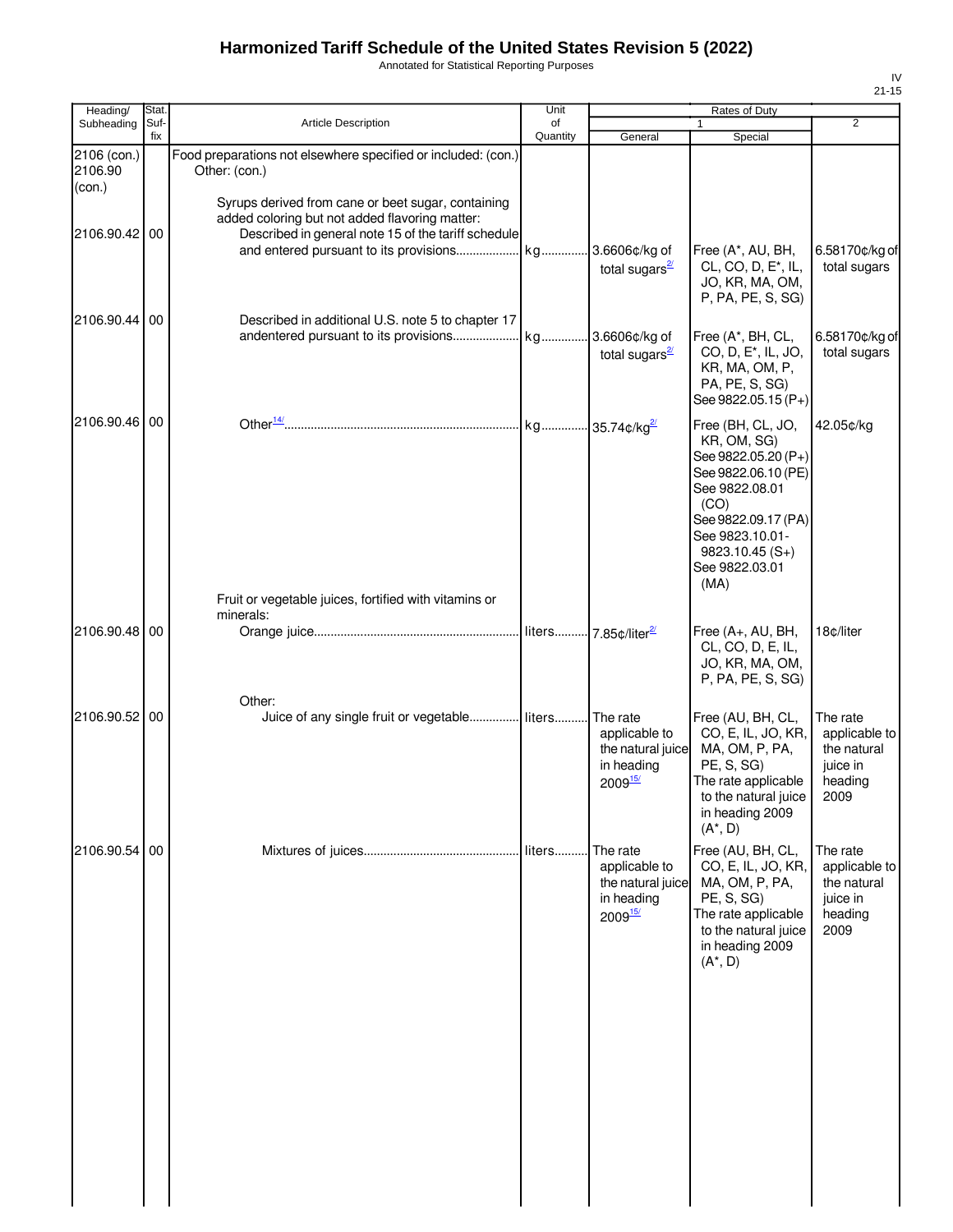# Harmonized Tariff Schedule of the United States Revision 5 (2022)

Annotated for Statistical Reporting Purposes

IV
21-15

| Heading/ Subheading | Stat. Suf- fix | Article Description | Unit of Quantity | Rates of Duty 1 General | Special | 2 |
|---|---|---|---|---|---|---|
| 2106 (con.) 2106.90 (con.) | | Food preparations not elsewhere specified or included: (con.) Other: (con.) | | | | |
| | | Syrups derived from cane or beet sugar, containing added coloring but not added flavoring matter: | | | | |
| 2106.90.42 | 00 | Described in general note 15 of the tariff schedule and entered pursuant to its provisions | kg | 3.6606¢/kg of total sugars[2/] | Free (A*, AU, BH, CL, CO, D, E*, IL, JO, KR, MA, OM, P, PA, PE, S, SG) | 6.58170¢/kg of total sugars |
| 2106.90.44 | 00 | Described in additional U.S. note 5 to chapter 17 andentered pursuant to its provisions | kg | 3.6606¢/kg of total sugars[2/] | Free (A*, BH, CL, CO, D, E*, IL, JO, KR, MA, OM, P, PA, PE, S, SG) See 9822.05.15 (P+) | 6.58170¢/kg of total sugars |
| 2106.90.46 | 00 | Other[14/] | kg | 35.74¢/kg[2/] | Free (BH, CL, JO, KR, OM, SG) See 9822.05.20 (P+) See 9822.06.10 (PE) See 9822.08.01 (CO) See 9822.09.17 (PA) See 9823.10.01-9823.10.45 (S+) See 9822.03.01 (MA) | 42.05¢/kg |
| | | Fruit or vegetable juices, fortified with vitamins or minerals: | | | | |
| 2106.90.48 | 00 | Orange juice | liters | 7.85¢/liter[2/] | Free (A+, AU, BH, CL, CO, D, E, IL, JO, KR, MA, OM, P, PA, PE, S, SG) | 18¢/liter |
| | | Other: | | | | |
| 2106.90.52 | 00 | Juice of any single fruit or vegetable | liters | The rate applicable to the natural juice in heading 2009[15/] | Free (AU, BH, CL, CO, E, IL, JO, KR, MA, OM, P, PA, PE, S, SG) The rate applicable to the natural juice in heading 2009 (A*, D) | The rate applicable to the natural juice in heading 2009 |
| 2106.90.54 | 00 | Mixtures of juices | liters | The rate applicable to the natural juice in heading 2009[15/] | Free (AU, BH, CL, CO, E, IL, JO, KR, MA, OM, P, PA, PE, S, SG) The rate applicable to the natural juice in heading 2009 (A*, D) | The rate applicable to the natural juice in heading 2009 |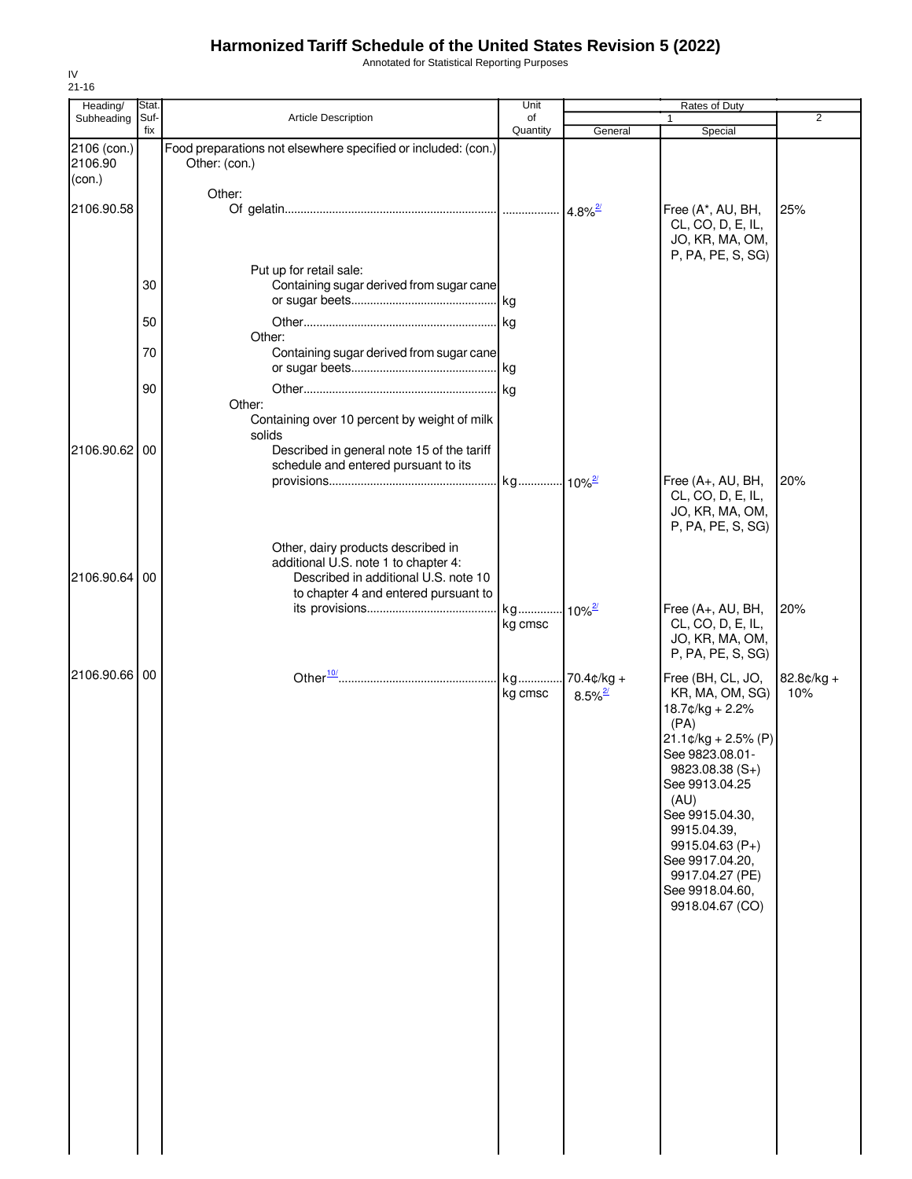# Harmonized Tariff Schedule of the United States Revision 5 (2022)

Annotated for Statistical Reporting Purposes

IV
21-16

| Heading/ Subheading | Stat. Suf- fix | Article Description | Unit of Quantity | Rates of Duty 1 General | Special | 2 |
|---|---|---|---|---|---|---|
| 2106 (con.) 2106.90 (con.) | | Food preparations not elsewhere specified or included: (con.) Other: (con.) | | | | |
| | | Other: | | | | |
| 2106.90.58 | | Of gelatin | | 4.8%[2/] | Free (A*, AU, BH, CL, CO, D, E, IL, JO, KR, MA, OM, P, PA, PE, S, SG) | 25% |
| | | Put up for retail sale: | | | | |
| | 30 | Containing sugar derived from sugar cane or sugar beets | kg | | | |
| | 50 | Other | kg | | | |
| | | Other: | | | | |
| | 70 | Containing sugar derived from sugar cane or sugar beets | kg | | | |
| | 90 | Other | kg | | | |
| | | Other: | | | | |
| | | Containing over 10 percent by weight of milk solids | | | | |
| 2106.90.62 | 00 | Described in general note 15 of the tariff schedule and entered pursuant to its provisions | kg | 10%[2/] | Free (A+, AU, BH, CL, CO, D, E, IL, JO, KR, MA, OM, P, PA, PE, S, SG) | 20% |
| | | Other, dairy products described in additional U.S. note 1 to chapter 4: | | | | |
| 2106.90.64 | 00 | Described in additional U.S. note 10 to chapter 4 and entered pursuant to its provisions | kg kg cmsc | 10%[2/] | Free (A+, AU, BH, CL, CO, D, E, IL, JO, KR, MA, OM, P, PA, PE, S, SG) | 20% |
| 2106.90.66 | 00 | Other[10/] | kg kg cmsc | 70.4¢/kg + 8.5%[2/] | Free (BH, CL, JO, KR, MA, OM, SG) 18.7¢/kg + 2.2% (PA) 21.1¢/kg + 2.5% (P) See 9823.08.01-9823.08.38 (S+) See 9913.04.25 (AU) See 9915.04.30, 9915.04.39, 9915.04.63 (P+) See 9917.04.20, 9917.04.27 (PE) See 9918.04.60, 9918.04.67 (CO) | 82.8¢/kg + 10% |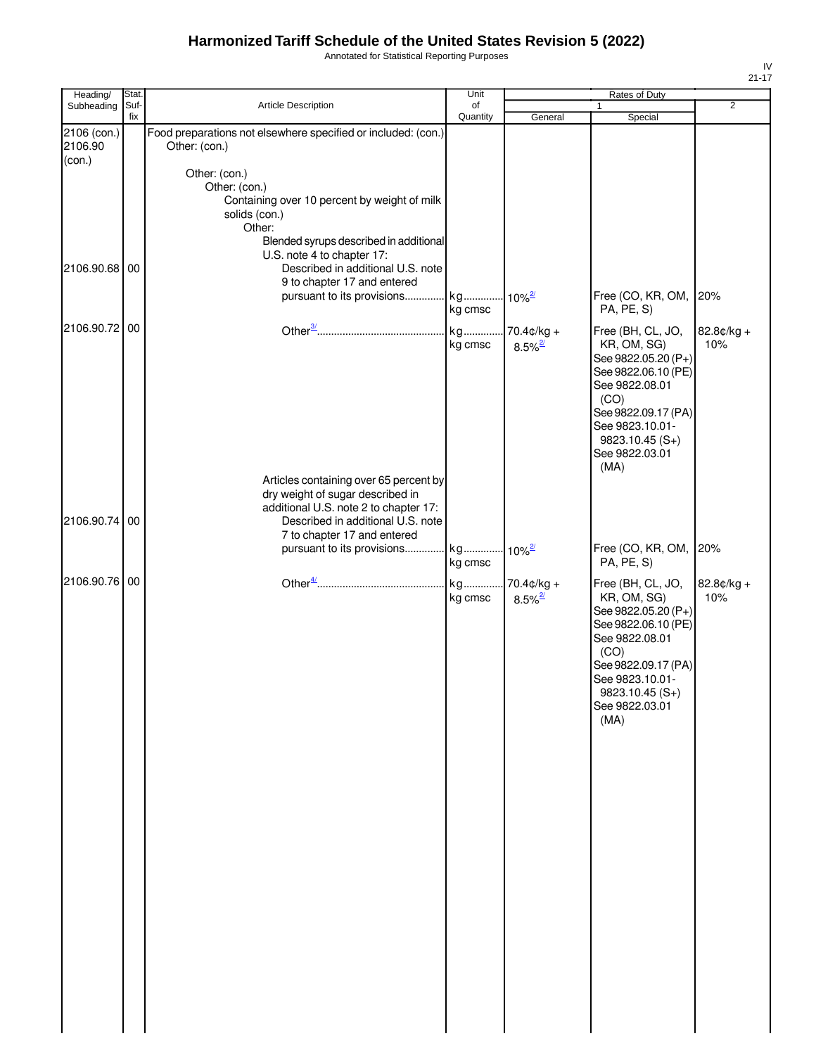# Harmonized Tariff Schedule of the United States Revision 5 (2022)

Annotated for Statistical Reporting Purposes

IV
21-17

| Heading/ Subheading | Stat. Suf-fix | Article Description | Unit of Quantity | Rates of Duty 1 General | Special | 2 |
|---|---|---|---|---|---|---|
| 2106 (con.) 2106.90 (con.) | | Food preparations not elsewhere specified or included: (con.) Other: (con.) | | | | |
| | | Other: (con.) | | | | |
| | | Other: (con.) | | | | |
| | | Containing over 10 percent by weight of milk solids (con.) | | | | |
| | | Other: | | | | |
| | | Blended syrups described in additional U.S. note 4 to chapter 17: | | | | |
| 2106.90.68 | 00 | Described in additional U.S. note 9 to chapter 17 and entered pursuant to its provisions | kg kg cmsc | 10%[2/] | Free (CO, KR, OM, PA, PE, S) | 20% |
| 2106.90.72 | 00 | Other[3/] | kg kg cmsc | 70.4¢/kg + 8.5%[2/] | Free (BH, CL, JO, KR, OM, SG) See 9822.05.20 (P+) See 9822.06.10 (PE) See 9822.08.01 (CO) See 9822.09.17 (PA) See 9823.10.01-9823.10.45 (S+) See 9822.03.01 (MA) | 82.8¢/kg + 10% |
| | | Articles containing over 65 percent by dry weight of sugar described in additional U.S. note 2 to chapter 17: | | | | |
| 2106.90.74 | 00 | Described in additional U.S. note 7 to chapter 17 and entered pursuant to its provisions | kg kg cmsc | 10%[2/] | Free (CO, KR, OM, PA, PE, S) | 20% |
| 2106.90.76 | 00 | Other[4/] | kg kg cmsc | 70.4¢/kg + 8.5%[2/] | Free (BH, CL, JO, KR, OM, SG) See 9822.05.20 (P+) See 9822.06.10 (PE) See 9822.08.01 (CO) See 9822.09.17 (PA) See 9823.10.01-9823.10.45 (S+) See 9822.03.01 (MA) | 82.8¢/kg + 10% |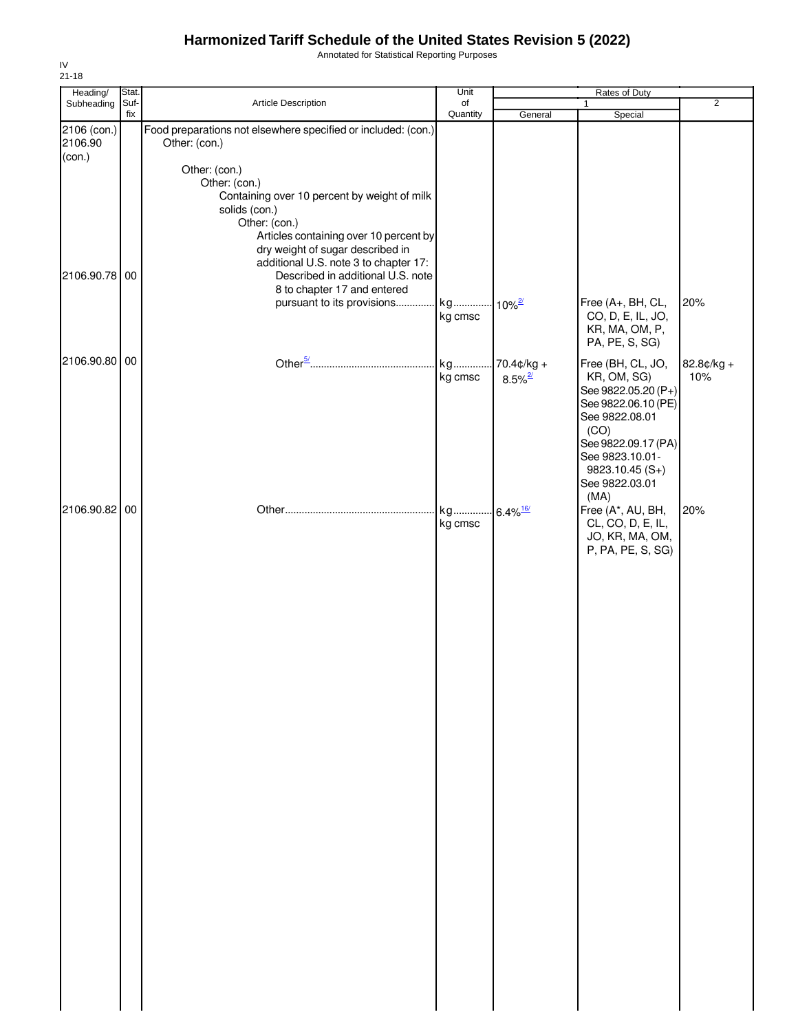# Harmonized Tariff Schedule of the United States Revision 5 (2022)

Annotated for Statistical Reporting Purposes

IV
21-18

| Heading/ Subheading | Stat. Suf- fix | Article Description | Unit of Quantity | Rates of Duty 1 General | Special | 2 |
|---|---|---|---|---|---|---|
| 2106 (con.) 2106.90 (con.) | | Food preparations not elsewhere specified or included: (con.) Other: (con.) | | | | |
| | | Other: (con.) Other: (con.) Containing over 10 percent by weight of milk solids (con.) Other: (con.) Articles containing over 10 percent by dry weight of sugar described in additional U.S. note 3 to chapter 17: | | | | |
| 2106.90.78 | 00 | Described in additional U.S. note 8 to chapter 17 and entered pursuant to its provisions | kg kg cmsc | 10%[2/] | Free (A+, BH, CL, CO, D, E, IL, JO, KR, MA, OM, P, PA, PE, S, SG) | 20% |
| 2106.90.80 | 00 | Other[5/] | kg kg cmsc | 70.4¢/kg + 8.5%[2/] | Free (BH, CL, JO, KR, OM, SG) See 9822.05.20 (P+) See 9822.06.10 (PE) See 9822.08.01 (CO) See 9822.09.17 (PA) See 9823.10.01-9823.10.45 (S+) See 9822.03.01 (MA) | 82.8¢/kg + 10% |
| 2106.90.82 | 00 | Other | kg kg cmsc | 6.4%[16/] | Free (A*, AU, BH, CL, CO, D, E, IL, JO, KR, MA, OM, P, PA, PE, S, SG) | 20% |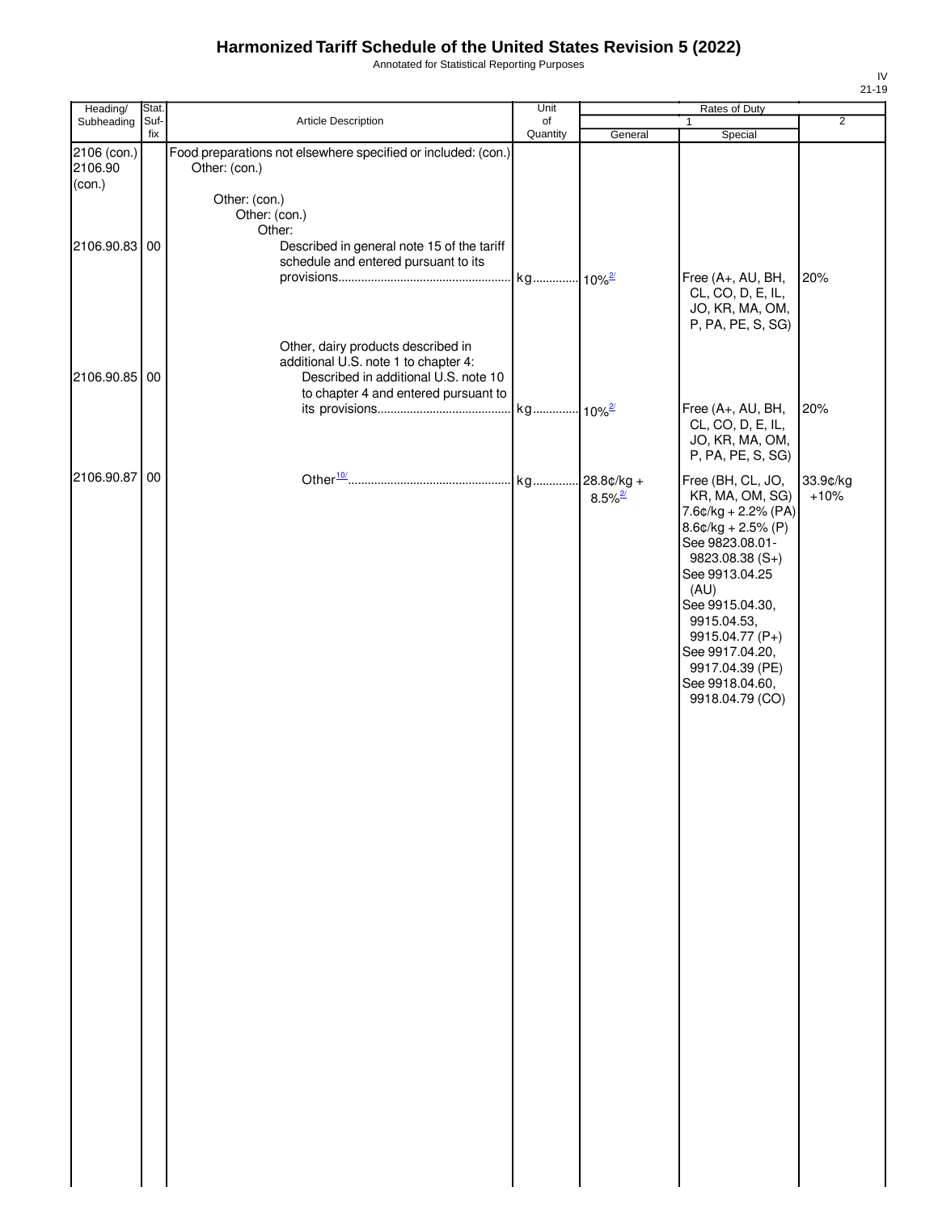# Harmonized Tariff Schedule of the United States Revision 5 (2022)

Annotated for Statistical Reporting Purposes

| Heading/ Subheading | Stat. Suf- fix | Article Description | Unit of Quantity | Rates of Duty 1 General | Special | 2 |
|---|---|---|---|---|---|---|
| 2106 (con.) 2106.90 (con.) | | Food preparations not elsewhere specified or included: (con.) Other: (con.) | | | | |
| | | Other: (con.) | | | | |
| | | Other: (con.) | | | | |
| | | Other: | | | | |
| 2106.90.83 | 00 | Described in general note 15 of the tariff schedule and entered pursuant to its provisions | kg | 10%[2/] | Free (A+, AU, BH, CL, CO, D, E, IL, JO, KR, MA, OM, P, PA, PE, S, SG) | 20% |
| | | Other, dairy products described in additional U.S. note 1 to chapter 4: | | | | |
| 2106.90.85 | 00 | Described in additional U.S. note 10 to chapter 4 and entered pursuant to its provisions | kg | 10%[2/] | Free (A+, AU, BH, CL, CO, D, E, IL, JO, KR, MA, OM, P, PA, PE, S, SG) | 20% |
| 2106.90.87 | 00 | Other[10/] | kg | 28.8¢/kg + 8.5%[2/] | Free (BH, CL, JO, KR, MA, OM, SG) 7.6¢/kg + 2.2% (PA) 8.6¢/kg + 2.5% (P) See 9823.08.01-9823.08.38 (S+) See 9913.04.25 (AU) See 9915.04.30, 9915.04.53, 9915.04.77 (P+) See 9917.04.20, 9917.04.39 (PE) See 9918.04.60, 9918.04.79 (CO) | 33.9¢/kg +10% |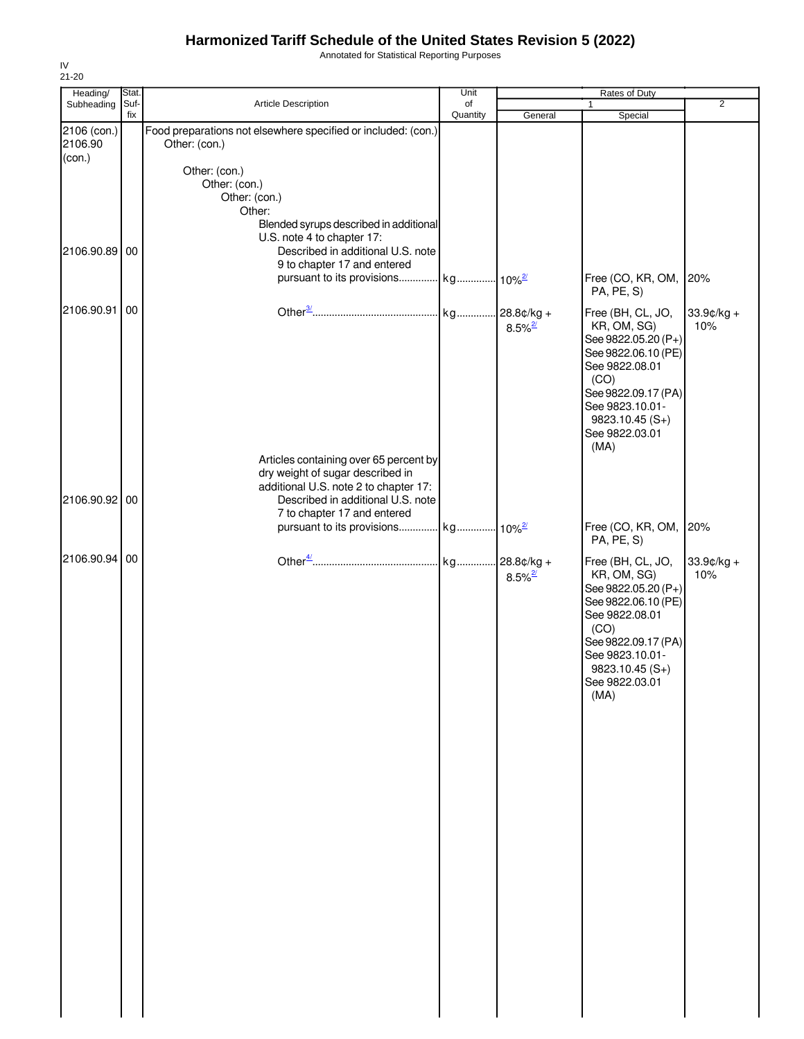# Harmonized Tariff Schedule of the United States Revision 5 (2022)

Annotated for Statistical Reporting Purposes

IV
21-20

| Heading/ Subheading | Stat. Suf-fix | Article Description | Unit of Quantity | Rates of Duty 1 General | Rates of Duty 1 Special | Rates of Duty 2 |
|---|---|---|---|---|---|---|
| 2106 (con.) 2106.90 (con.) | | Food preparations not elsewhere specified or included: (con.) Other: (con.) | | | | |
| | | Other: (con.) | | | | |
| | | Other: (con.) | | | | |
| | | Other: (con.) | | | | |
| | | Other: | | | | |
| | | Blended syrups described in additional U.S. note 4 to chapter 17: | | | | |
| 2106.90.89 | 00 | Described in additional U.S. note 9 to chapter 17 and entered pursuant to its provisions | kg | 10%[2/] | Free (CO, KR, OM, PA, PE, S) | 20% |
| 2106.90.91 | 00 | Other[3/] | kg | 28.8¢/kg + 8.5%[2/] | Free (BH, CL, JO, KR, OM, SG) See 9822.05.20 (P+) See 9822.06.10 (PE) See 9822.08.01 (CO) See 9822.09.17 (PA) See 9823.10.01-9823.10.45 (S+) See 9822.03.01 (MA) | 33.9¢/kg + 10% |
| | | Articles containing over 65 percent by dry weight of sugar described in additional U.S. note 2 to chapter 17: | | | | |
| 2106.90.92 | 00 | Described in additional U.S. note 7 to chapter 17 and entered pursuant to its provisions | kg | 10%[2/] | Free (CO, KR, OM, PA, PE, S) | 20% |
| 2106.90.94 | 00 | Other[4/] | kg | 28.8¢/kg + 8.5%[2/] | Free (BH, CL, JO, KR, OM, SG) See 9822.05.20 (P+) See 9822.06.10 (PE) See 9822.08.01 (CO) See 9822.09.17 (PA) See 9823.10.01-9823.10.45 (S+) See 9822.03.01 (MA) | 33.9¢/kg + 10% |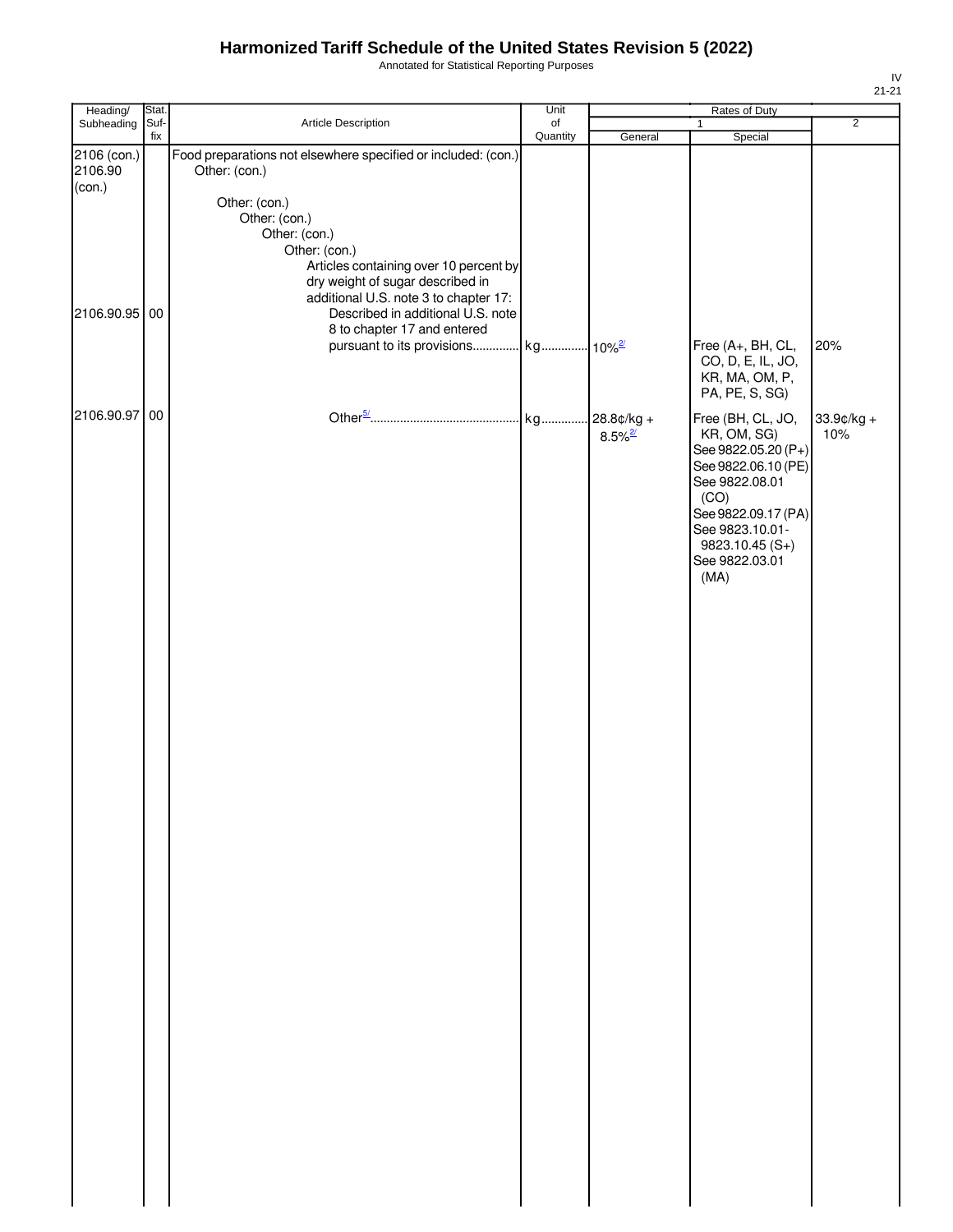# Harmonized Tariff Schedule of the United States Revision 5 (2022)

Annotated for Statistical Reporting Purposes

IV
21-21

| Heading/ Subheading | Stat. Suf- fix | Article Description | Unit of Quantity | Rates of Duty 1 General | Special | 2 |
|---|---|---|---|---|---|---|
| 2106 (con.) 2106.90 (con.) | | Food preparations not elsewhere specified or included: (con.) Other: (con.) | | | | |
| | | Other: (con.) Other: (con.) Other: (con.) Other: (con.) Articles containing over 10 percent by dry weight of sugar described in additional U.S. note 3 to chapter 17: | | | | |
| 2106.90.95 | 00 | Described in additional U.S. note 8 to chapter 17 and entered pursuant to its provisions | kg | 10%[2/] | Free (A+, BH, CL, CO, D, E, IL, JO, KR, MA, OM, P, PA, PE, S, SG) | 20% |
| 2106.90.97 | 00 | Other[5/] | kg | 28.8¢/kg + 8.5%[2/] | Free (BH, CL, JO, KR, OM, SG) See 9822.05.20 (P+) See 9822.06.10 (PE) See 9822.08.01 (CO) See 9822.09.17 (PA) See 9823.10.01-9823.10.45 (S+) See 9822.03.01 (MA) | 33.9¢/kg + 10% |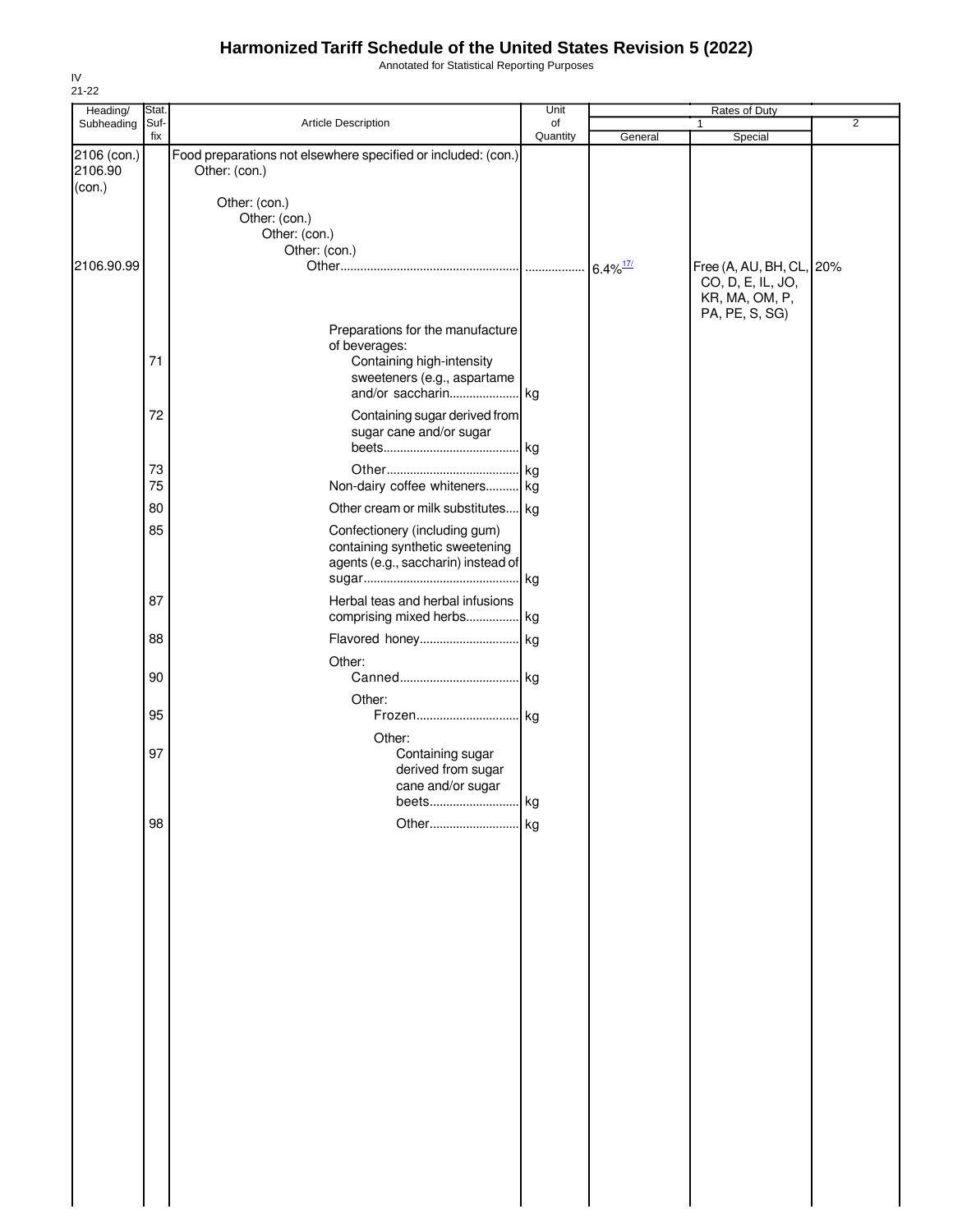# Harmonized Tariff Schedule of the United States Revision 5 (2022)

Annotated for Statistical Reporting Purposes

IV
21-22

| Heading/ Subheading | Stat. Suf- fix | Article Description | Unit of Quantity | Rates of Duty 1 General | Special | 2 |
|---|---|---|---|---|---|---|
| 2106 (con.) 2106.90 (con.) | | Food preparations not elsewhere specified or included: (con.) Other: (con.) | | | | |
| | | Other: (con.) | | | | |
| | | Other: (con.) | | | | |
| | | Other: (con.) | | | | |
| | | Other: (con.) | | | | |
| 2106.90.99 | | Other | | 6.4%[17/] | Free (A, AU, BH, CL, CO, D, E, IL, JO, KR, MA, OM, P, PA, PE, S, SG) | 20% |
| | | Preparations for the manufacture of beverages: | | | | |
| | 71 | Containing high-intensity sweeteners (e.g., aspartame and/or saccharin | kg | | | |
| | 72 | Containing sugar derived from sugar cane and/or sugar beets | kg | | | |
| | 73 | Other | kg | | | |
| | 75 | Non-dairy coffee whiteners | kg | | | |
| | 80 | Other cream or milk substitutes | kg | | | |
| | 85 | Confectionery (including gum) containing synthetic sweetening agents (e.g., saccharin) instead of sugar | kg | | | |
| | 87 | Herbal teas and herbal infusions comprising mixed herbs | kg | | | |
| | 88 | Flavored honey | kg | | | |
| | | Other: | | | | |
| | 90 | Canned | kg | | | |
| | | Other: | | | | |
| | 95 | Frozen | kg | | | |
| | | Other: | | | | |
| | 97 | Containing sugar derived from sugar cane and/or sugar beets | kg | | | |
| | 98 | Other | kg | | | |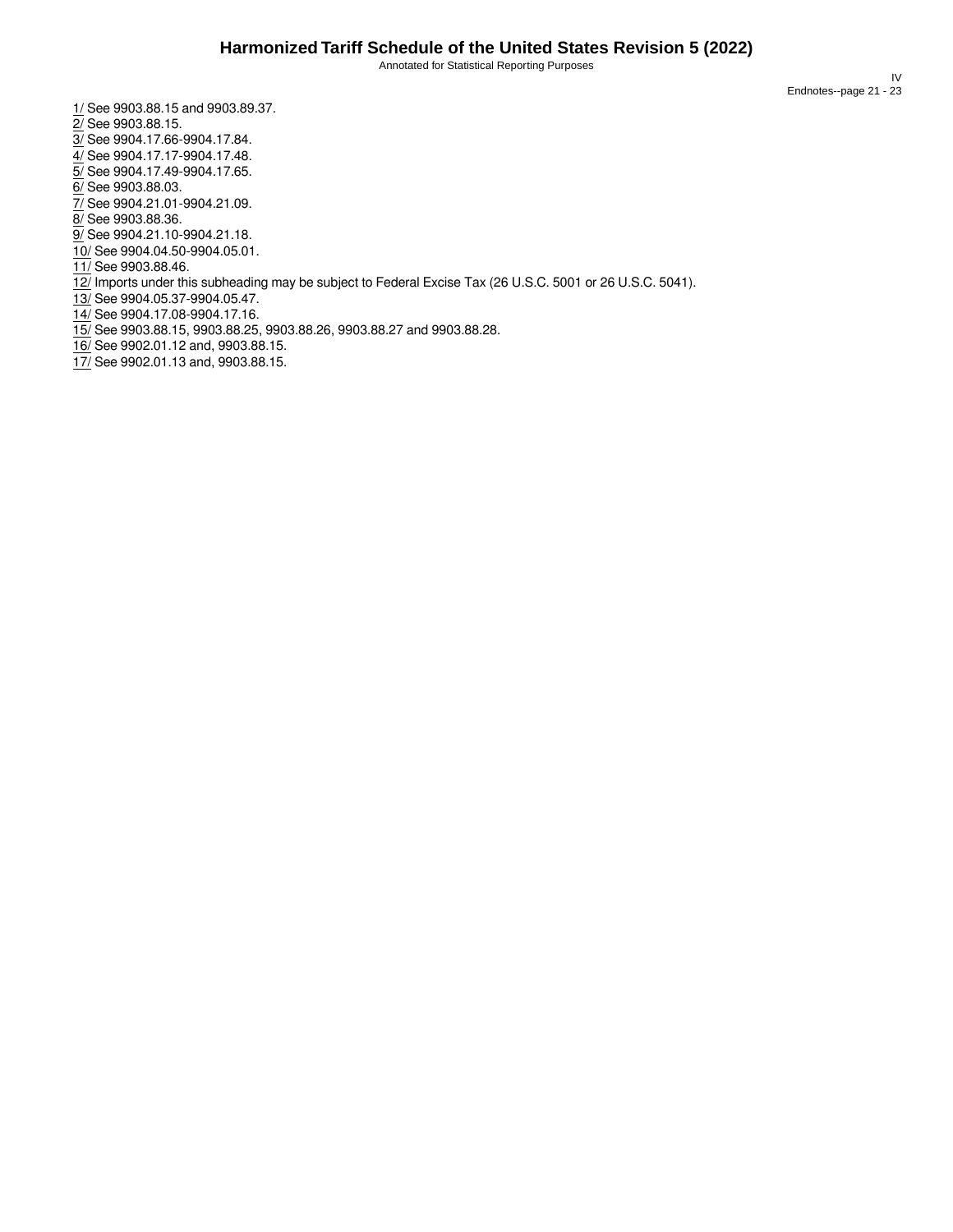1/ See 9903.88.15 and 9903.89.37.
2/ See 9903.88.15.
3/ See 9904.17.66-9904.17.84.
4/ See 9904.17.17-9904.17.48.
5/ See 9904.17.49-9904.17.65.
6/ See 9903.88.03.
7/ See 9904.21.01-9904.21.09.
8/ See 9903.88.36.
9/ See 9904.21.10-9904.21.18.
10/ See 9904.04.50-9904.05.01.
11/ See 9903.88.46.
12/ Imports under this subheading may be subject to Federal Excise Tax (26 U.S.C. 5001 or 26 U.S.C. 5041).
13/ See 9904.05.37-9904.05.47.
14/ See 9904.17.08-9904.17.16.
15/ See 9903.88.15, 9903.88.25, 9903.88.26, 9903.88.27 and 9903.88.28.
16/ See 9902.01.12 and, 9903.88.15.
17/ See 9902.01.13 and, 9903.88.15.